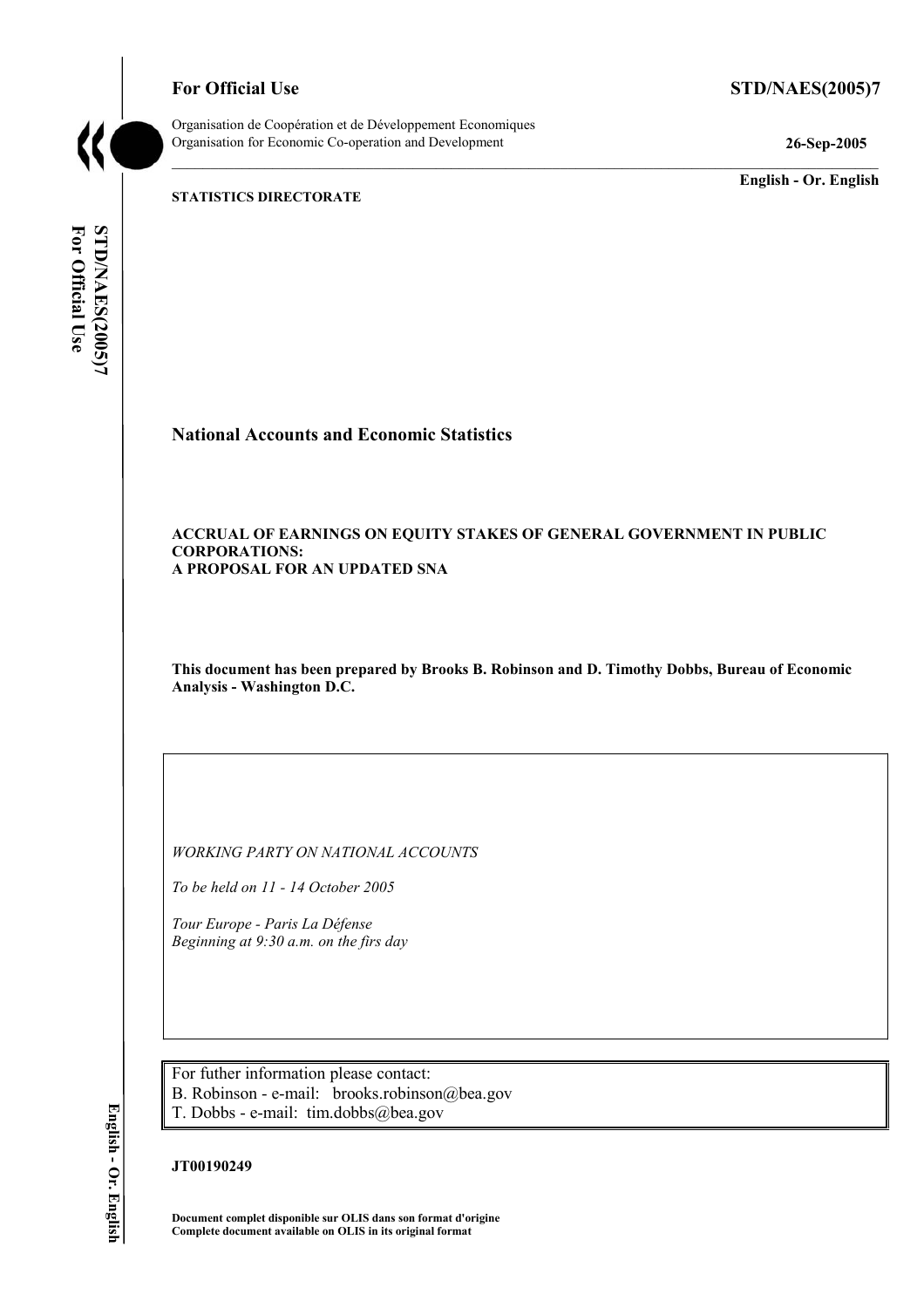**For Official Use** **STD/NAES(2005)7**

Organisation de Coopération et de Développement Economiques
Organisation for Economic Co-operation and Development **26-Sep-2005**

**English - Or. English**

**STATISTICS DIRECTORATE**

# National Accounts and Economic Statistics

**ACCRUAL OF EARNINGS ON EQUITY STAKES OF GENERAL GOVERNMENT IN PUBLIC CORPORATIONS:**
**A PROPOSAL FOR AN UPDATED SNA**

**This document has been prepared by Brooks B. Robinson and D. Timothy Dobbs, Bureau of Economic Analysis - Washington D.C.**

*WORKING PARTY ON NATIONAL ACCOUNTS*

*To be held on 11 - 14 October 2005*

*Tour Europe - Paris La Défense*
*Beginning at 9:30 a.m. on the firs day*

For futher information please contact:
B. Robinson - e-mail: brooks.robinson@bea.gov
T. Dobbs - e-mail: tim.dobbs@bea.gov

**JT00190249**

**Document complet disponible sur OLIS dans son format d'origine**
**Complete document available on OLIS in its original format**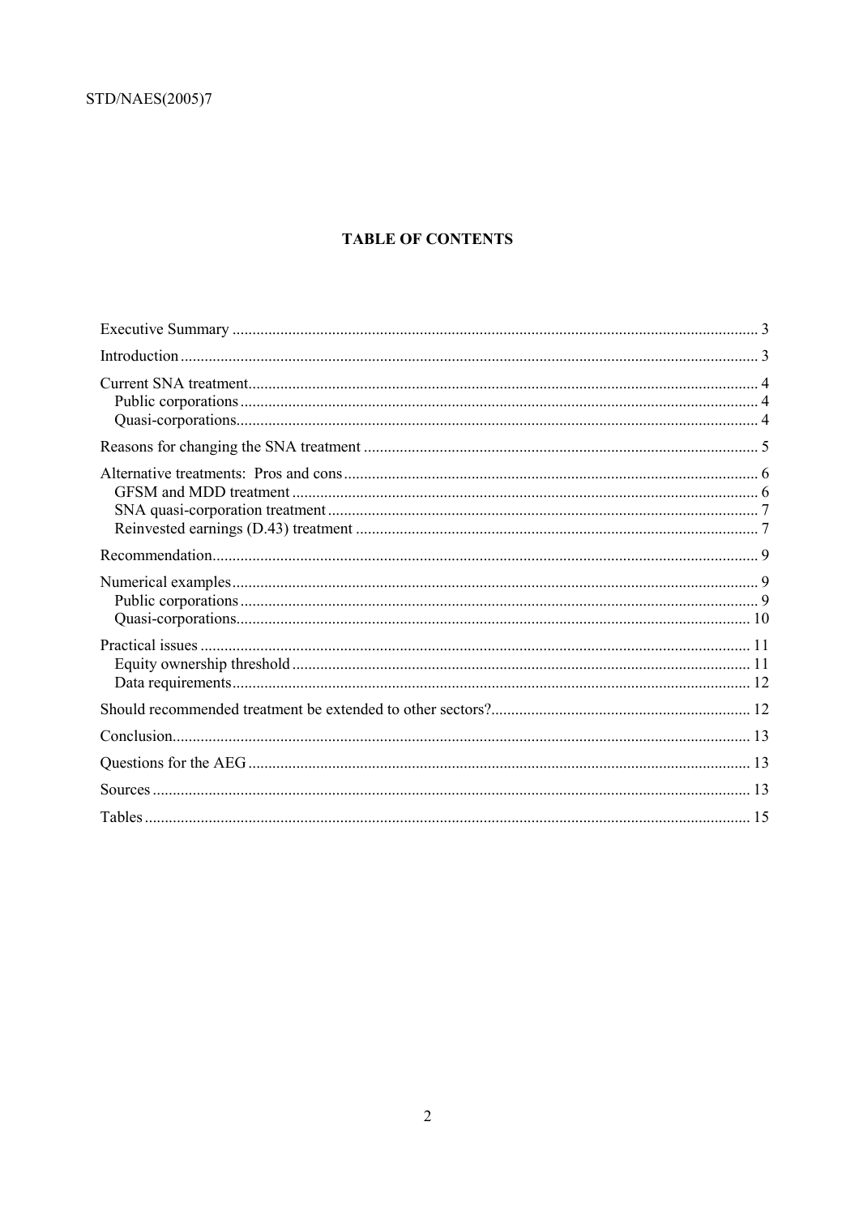**TABLE OF CONTENTS**

Executive Summary .......... 3

Introduction .......... 3

Current SNA treatment .......... 4
- Public corporations .......... 4
- Quasi-corporations .......... 4

Reasons for changing the SNA treatment .......... 5

Alternative treatments: Pros and cons .......... 6
- GFSM and MDD treatment .......... 6
- SNA quasi-corporation treatment .......... 7
- Reinvested earnings (D.43) treatment .......... 7

Recommendation .......... 9

Numerical examples .......... 9
- Public corporations .......... 9
- Quasi-corporations .......... 10

Practical issues .......... 11
- Equity ownership threshold .......... 11
- Data requirements .......... 12

Should recommended treatment be extended to other sectors? .......... 12

Conclusion .......... 13

Questions for the AEG .......... 13

Sources .......... 13

Tables .......... 15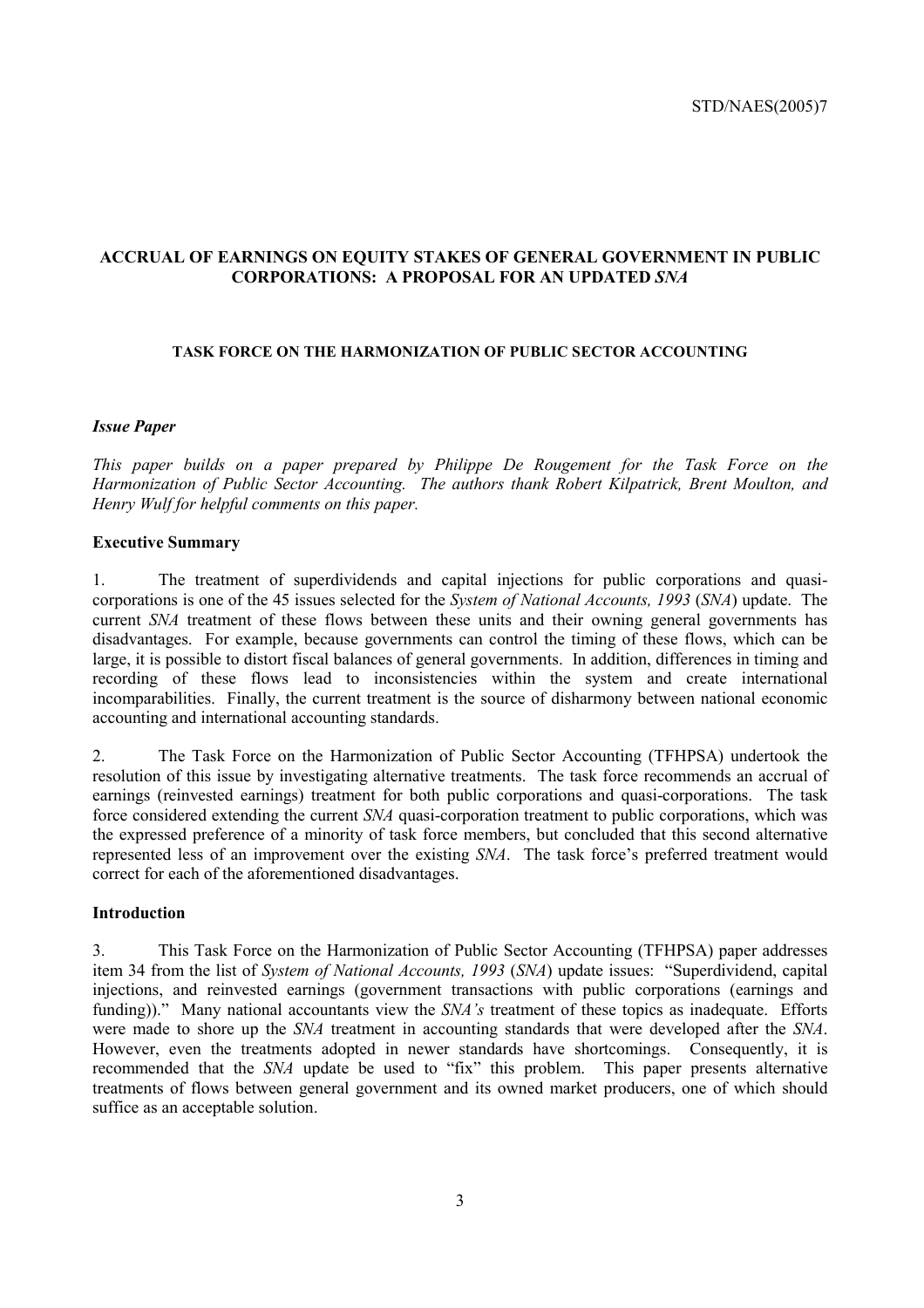# ACCRUAL OF EARNINGS ON EQUITY STAKES OF GENERAL GOVERNMENT IN PUBLIC CORPORATIONS: A PROPOSAL FOR AN UPDATED *SNA*

## TASK FORCE ON THE HARMONIZATION OF PUBLIC SECTOR ACCOUNTING

***Issue Paper***

*This paper builds on a paper prepared by Philippe De Rougement for the Task Force on the Harmonization of Public Sector Accounting. The authors thank Robert Kilpatrick, Brent Moulton, and Henry Wulf for helpful comments on this paper.*

**Executive Summary**

1. The treatment of superdividends and capital injections for public corporations and quasi-corporations is one of the 45 issues selected for the *System of National Accounts, 1993* (*SNA*) update. The current *SNA* treatment of these flows between these units and their owning general governments has disadvantages. For example, because governments can control the timing of these flows, which can be large, it is possible to distort fiscal balances of general governments. In addition, differences in timing and recording of these flows lead to inconsistencies within the system and create international incomparabilities. Finally, the current treatment is the source of disharmony between national economic accounting and international accounting standards.

2. The Task Force on the Harmonization of Public Sector Accounting (TFHPSA) undertook the resolution of this issue by investigating alternative treatments. The task force recommends an accrual of earnings (reinvested earnings) treatment for both public corporations and quasi-corporations. The task force considered extending the current *SNA* quasi-corporation treatment to public corporations, which was the expressed preference of a minority of task force members, but concluded that this second alternative represented less of an improvement over the existing *SNA*. The task force's preferred treatment would correct for each of the aforementioned disadvantages.

**Introduction**

3. This Task Force on the Harmonization of Public Sector Accounting (TFHPSA) paper addresses item 34 from the list of *System of National Accounts, 1993* (*SNA*) update issues: "Superdividend, capital injections, and reinvested earnings (government transactions with public corporations (earnings and funding))." Many national accountants view the *SNA's* treatment of these topics as inadequate. Efforts were made to shore up the *SNA* treatment in accounting standards that were developed after the *SNA*. However, even the treatments adopted in newer standards have shortcomings. Consequently, it is recommended that the *SNA* update be used to "fix" this problem. This paper presents alternative treatments of flows between general government and its owned market producers, one of which should suffice as an acceptable solution.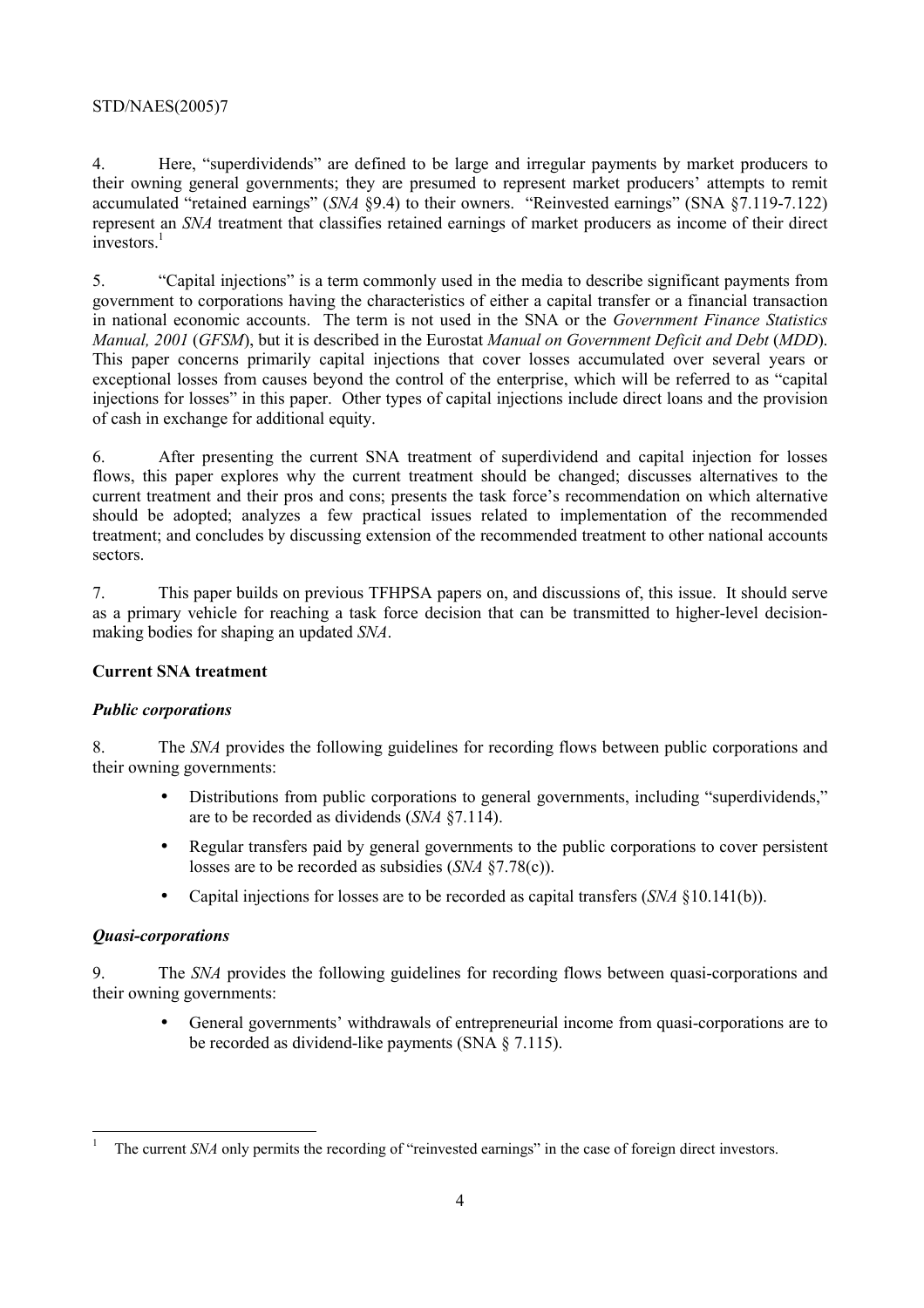4. Here, "superdividends" are defined to be large and irregular payments by market producers to their owning general governments; they are presumed to represent market producers' attempts to remit accumulated "retained earnings" (*SNA* §9.4) to their owners. "Reinvested earnings" (SNA §7.119-7.122) represent an *SNA* treatment that classifies retained earnings of market producers as income of their direct investors.[1]

5. "Capital injections" is a term commonly used in the media to describe significant payments from government to corporations having the characteristics of either a capital transfer or a financial transaction in national economic accounts. The term is not used in the SNA or the *Government Finance Statistics Manual, 2001* (*GFSM*), but it is described in the Eurostat *Manual on Government Deficit and Debt* (*MDD*). This paper concerns primarily capital injections that cover losses accumulated over several years or exceptional losses from causes beyond the control of the enterprise, which will be referred to as "capital injections for losses" in this paper. Other types of capital injections include direct loans and the provision of cash in exchange for additional equity.

6. After presenting the current SNA treatment of superdividend and capital injection for losses flows, this paper explores why the current treatment should be changed; discusses alternatives to the current treatment and their pros and cons; presents the task force's recommendation on which alternative should be adopted; analyzes a few practical issues related to implementation of the recommended treatment; and concludes by discussing extension of the recommended treatment to other national accounts sectors.

7. This paper builds on previous TFHPSA papers on, and discussions of, this issue. It should serve as a primary vehicle for reaching a task force decision that can be transmitted to higher-level decision-making bodies for shaping an updated *SNA*.

## Current SNA treatment

### *Public corporations*

8. The *SNA* provides the following guidelines for recording flows between public corporations and their owning governments:

- Distributions from public corporations to general governments, including "superdividends," are to be recorded as dividends (*SNA* §7.114).
- Regular transfers paid by general governments to the public corporations to cover persistent losses are to be recorded as subsidies (*SNA* §7.78(c)).
- Capital injections for losses are to be recorded as capital transfers (*SNA* §10.141(b)).

### *Quasi-corporations*

9. The *SNA* provides the following guidelines for recording flows between quasi-corporations and their owning governments:

- General governments' withdrawals of entrepreneurial income from quasi-corporations are to be recorded as dividend-like payments (SNA § 7.115).

---

[1] The current *SNA* only permits the recording of "reinvested earnings" in the case of foreign direct investors.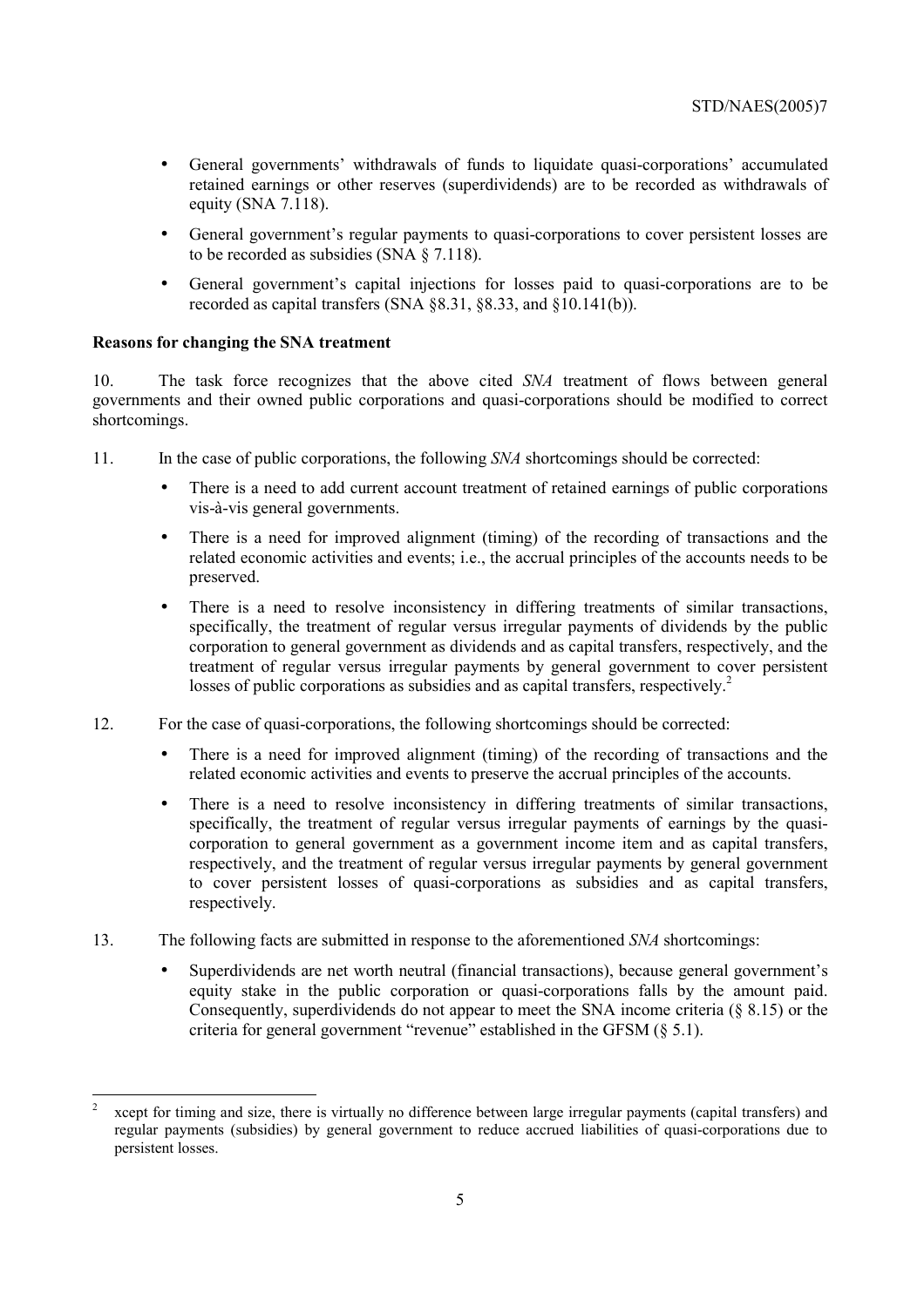- General governments' withdrawals of funds to liquidate quasi-corporations' accumulated retained earnings or other reserves (superdividends) are to be recorded as withdrawals of equity (SNA 7.118).
- General government's regular payments to quasi-corporations to cover persistent losses are to be recorded as subsidies (SNA § 7.118).
- General government's capital injections for losses paid to quasi-corporations are to be recorded as capital transfers (SNA §8.31, §8.33, and §10.141(b)).

**Reasons for changing the SNA treatment**

10. The task force recognizes that the above cited *SNA* treatment of flows between general governments and their owned public corporations and quasi-corporations should be modified to correct shortcomings.

11. In the case of public corporations, the following *SNA* shortcomings should be corrected:

- There is a need to add current account treatment of retained earnings of public corporations vis-à-vis general governments.
- There is a need for improved alignment (timing) of the recording of transactions and the related economic activities and events; i.e., the accrual principles of the accounts needs to be preserved.
- There is a need to resolve inconsistency in differing treatments of similar transactions, specifically, the treatment of regular versus irregular payments of dividends by the public corporation to general government as dividends and as capital transfers, respectively, and the treatment of regular versus irregular payments by general government to cover persistent losses of public corporations as subsidies and as capital transfers, respectively.[2]

12. For the case of quasi-corporations, the following shortcomings should be corrected:

- There is a need for improved alignment (timing) of the recording of transactions and the related economic activities and events to preserve the accrual principles of the accounts.
- There is a need to resolve inconsistency in differing treatments of similar transactions, specifically, the treatment of regular versus irregular payments of earnings by the quasi-corporation to general government as a government income item and as capital transfers, respectively, and the treatment of regular versus irregular payments by general government to cover persistent losses of quasi-corporations as subsidies and as capital transfers, respectively.

13. The following facts are submitted in response to the aforementioned *SNA* shortcomings:

- Superdividends are net worth neutral (financial transactions), because general government's equity stake in the public corporation or quasi-corporations falls by the amount paid. Consequently, superdividends do not appear to meet the SNA income criteria (§ 8.15) or the criteria for general government "revenue" established in the GFSM (§ 5.1).

---

[2] xcept for timing and size, there is virtually no difference between large irregular payments (capital transfers) and regular payments (subsidies) by general government to reduce accrued liabilities of quasi-corporations due to persistent losses.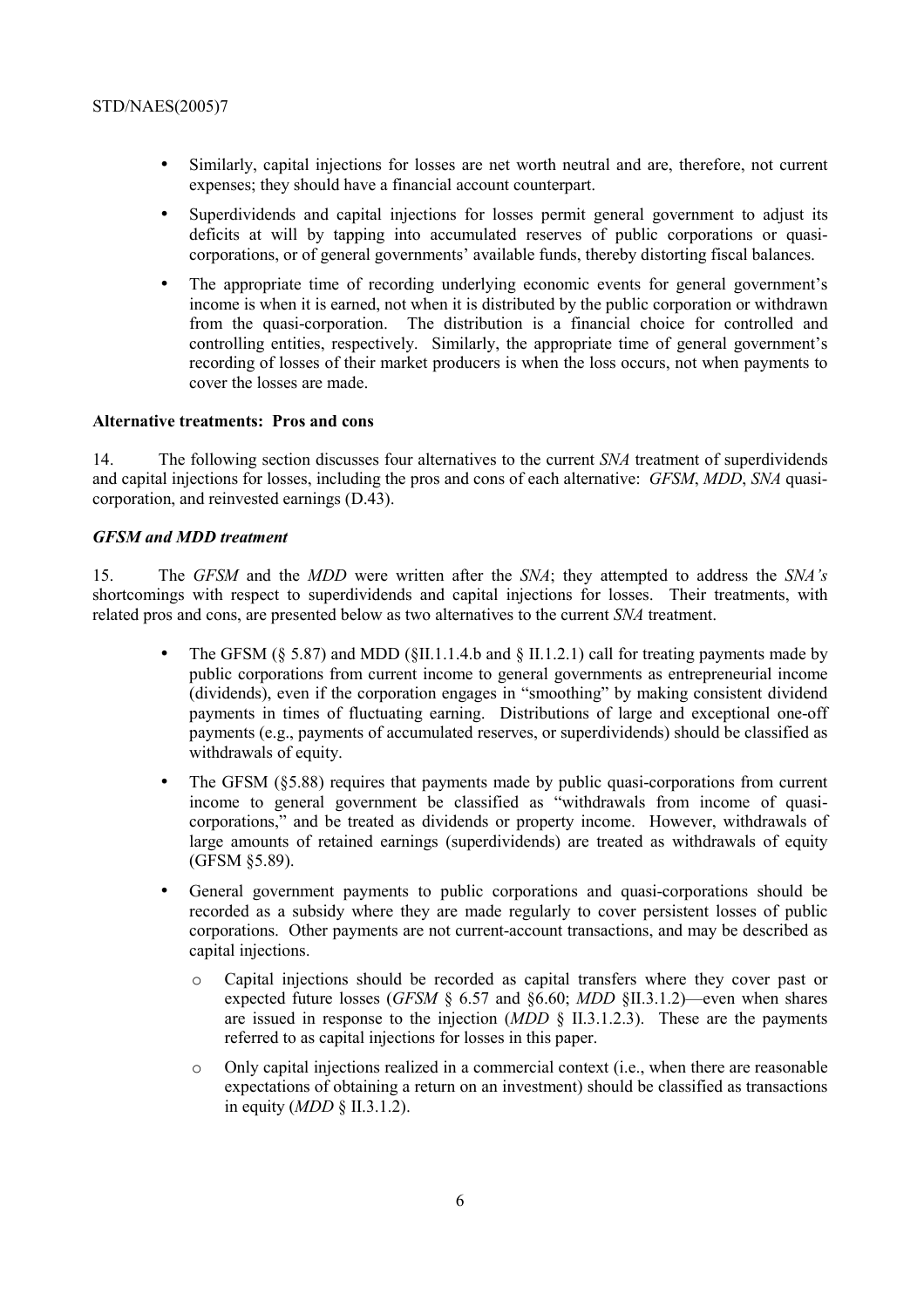- Similarly, capital injections for losses are net worth neutral and are, therefore, not current expenses; they should have a financial account counterpart.
- Superdividends and capital injections for losses permit general government to adjust its deficits at will by tapping into accumulated reserves of public corporations or quasi-corporations, or of general governments' available funds, thereby distorting fiscal balances.
- The appropriate time of recording underlying economic events for general government's income is when it is earned, not when it is distributed by the public corporation or withdrawn from the quasi-corporation. The distribution is a financial choice for controlled and controlling entities, respectively. Similarly, the appropriate time of general government's recording of losses of their market producers is when the loss occurs, not when payments to cover the losses are made.

**Alternative treatments: Pros and cons**

14. The following section discusses four alternatives to the current *SNA* treatment of superdividends and capital injections for losses, including the pros and cons of each alternative: *GFSM*, *MDD*, *SNA* quasi-corporation, and reinvested earnings (D.43).

***GFSM and MDD treatment***

15. The *GFSM* and the *MDD* were written after the *SNA*; they attempted to address the *SNA's* shortcomings with respect to superdividends and capital injections for losses. Their treatments, with related pros and cons, are presented below as two alternatives to the current *SNA* treatment.

- The GFSM (§ 5.87) and MDD (§II.1.1.4.b and § II.1.2.1) call for treating payments made by public corporations from current income to general governments as entrepreneurial income (dividends), even if the corporation engages in "smoothing" by making consistent dividend payments in times of fluctuating earning. Distributions of large and exceptional one-off payments (e.g., payments of accumulated reserves, or superdividends) should be classified as withdrawals of equity.
- The GFSM (§5.88) requires that payments made by public quasi-corporations from current income to general government be classified as "withdrawals from income of quasi-corporations," and be treated as dividends or property income. However, withdrawals of large amounts of retained earnings (superdividends) are treated as withdrawals of equity (GFSM §5.89).
- General government payments to public corporations and quasi-corporations should be recorded as a subsidy where they are made regularly to cover persistent losses of public corporations. Other payments are not current-account transactions, and may be described as capital injections.
  - Capital injections should be recorded as capital transfers where they cover past or expected future losses (*GFSM* § 6.57 and §6.60; *MDD* §II.3.1.2)—even when shares are issued in response to the injection (*MDD* § II.3.1.2.3). These are the payments referred to as capital injections for losses in this paper.
  - Only capital injections realized in a commercial context (i.e., when there are reasonable expectations of obtaining a return on an investment) should be classified as transactions in equity (*MDD* § II.3.1.2).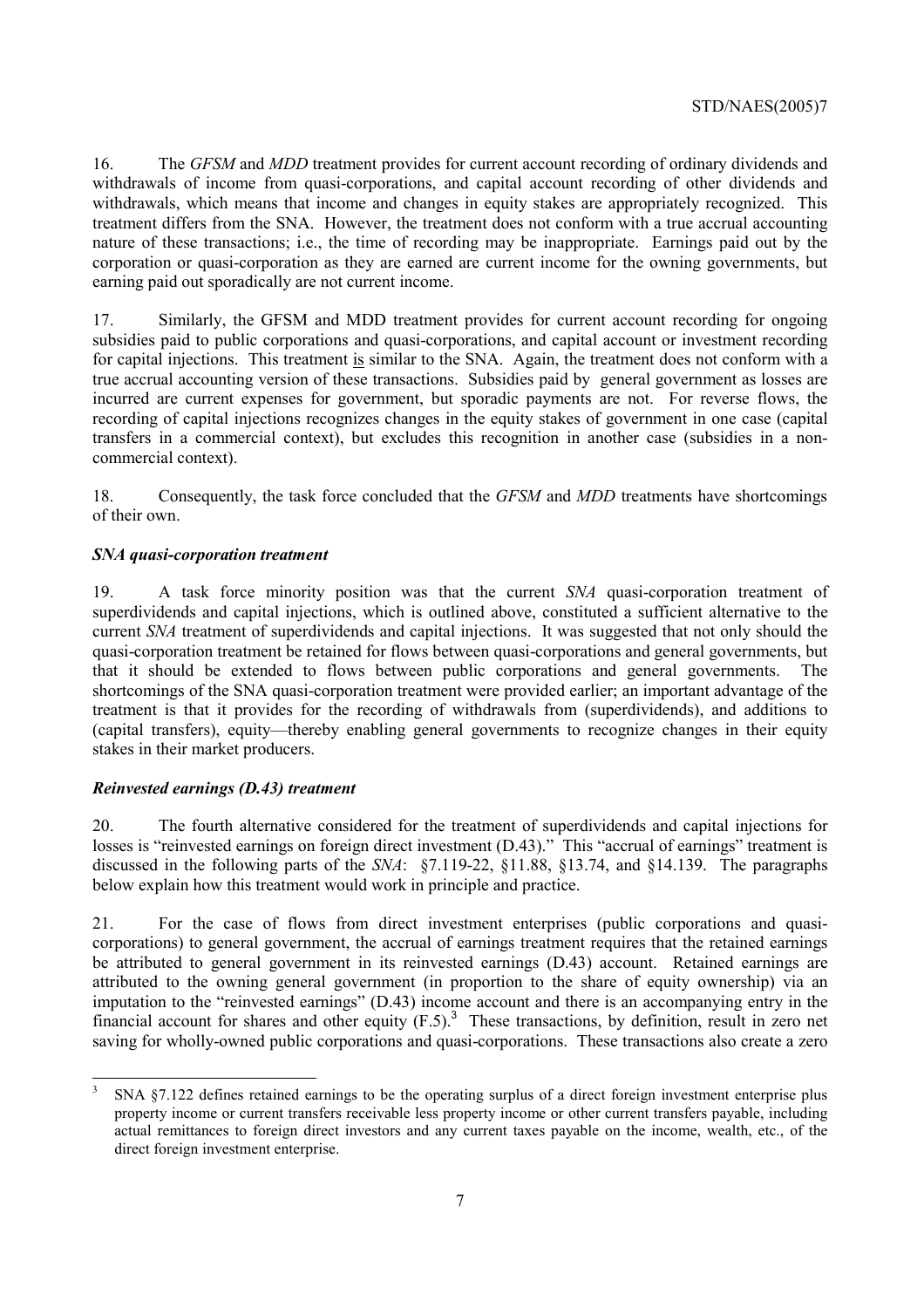16. The *GFSM* and *MDD* treatment provides for current account recording of ordinary dividends and withdrawals of income from quasi-corporations, and capital account recording of other dividends and withdrawals, which means that income and changes in equity stakes are appropriately recognized. This treatment differs from the SNA. However, the treatment does not conform with a true accrual accounting nature of these transactions; i.e., the time of recording may be inappropriate. Earnings paid out by the corporation or quasi-corporation as they are earned are current income for the owning governments, but earning paid out sporadically are not current income.

17. Similarly, the GFSM and MDD treatment provides for current account recording for ongoing subsidies paid to public corporations and quasi-corporations, and capital account or investment recording for capital injections. This treatment is similar to the SNA. Again, the treatment does not conform with a true accrual accounting version of these transactions. Subsidies paid by general government as losses are incurred are current expenses for government, but sporadic payments are not. For reverse flows, the recording of capital injections recognizes changes in the equity stakes of government in one case (capital transfers in a commercial context), but excludes this recognition in another case (subsidies in a non-commercial context).

18. Consequently, the task force concluded that the *GFSM* and *MDD* treatments have shortcomings of their own.

### *SNA quasi-corporation treatment*

19. A task force minority position was that the current *SNA* quasi-corporation treatment of superdividends and capital injections, which is outlined above, constituted a sufficient alternative to the current *SNA* treatment of superdividends and capital injections. It was suggested that not only should the quasi-corporation treatment be retained for flows between quasi-corporations and general governments, but that it should be extended to flows between public corporations and general governments. The shortcomings of the SNA quasi-corporation treatment were provided earlier; an important advantage of the treatment is that it provides for the recording of withdrawals from (superdividends), and additions to (capital transfers), equity—thereby enabling general governments to recognize changes in their equity stakes in their market producers.

### *Reinvested earnings (D.43) treatment*

20. The fourth alternative considered for the treatment of superdividends and capital injections for losses is "reinvested earnings on foreign direct investment (D.43)." This "accrual of earnings" treatment is discussed in the following parts of the *SNA*: §7.119-22, §11.88, §13.74, and §14.139. The paragraphs below explain how this treatment would work in principle and practice.

21. For the case of flows from direct investment enterprises (public corporations and quasi-corporations) to general government, the accrual of earnings treatment requires that the retained earnings be attributed to general government in its reinvested earnings (D.43) account. Retained earnings are attributed to the owning general government (in proportion to the share of equity ownership) via an imputation to the "reinvested earnings" (D.43) income account and there is an accompanying entry in the financial account for shares and other equity (F.5).[3] These transactions, by definition, result in zero net saving for wholly-owned public corporations and quasi-corporations. These transactions also create a zero

---

[3] SNA §7.122 defines retained earnings to be the operating surplus of a direct foreign investment enterprise plus property income or current transfers receivable less property income or other current transfers payable, including actual remittances to foreign direct investors and any current taxes payable on the income, wealth, etc., of the direct foreign investment enterprise.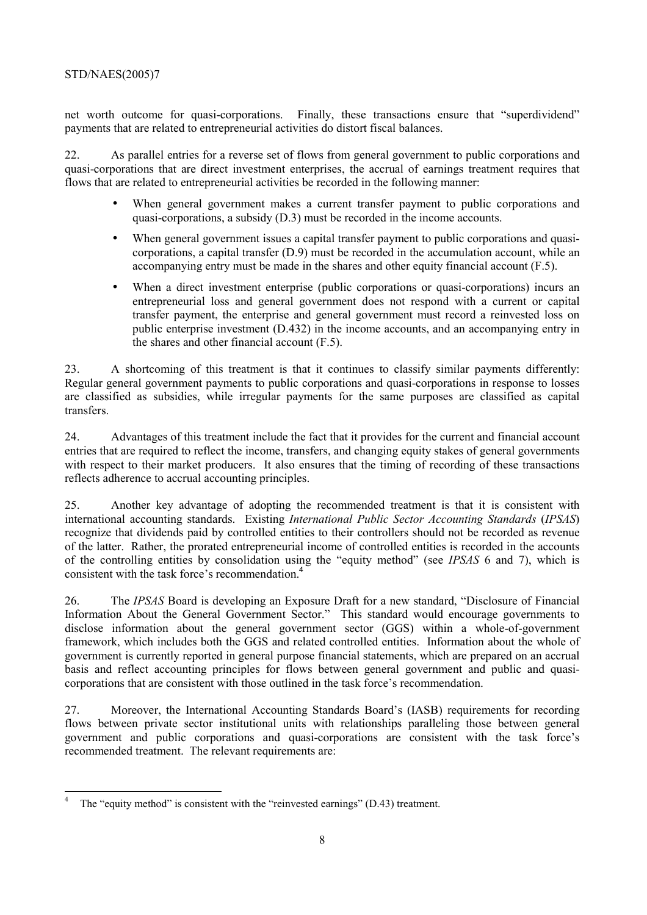net worth outcome for quasi-corporations. Finally, these transactions ensure that "superdividend" payments that are related to entrepreneurial activities do distort fiscal balances.

22. As parallel entries for a reverse set of flows from general government to public corporations and quasi-corporations that are direct investment enterprises, the accrual of earnings treatment requires that flows that are related to entrepreneurial activities be recorded in the following manner:

- When general government makes a current transfer payment to public corporations and quasi-corporations, a subsidy (D.3) must be recorded in the income accounts.
- When general government issues a capital transfer payment to public corporations and quasi-corporations, a capital transfer (D.9) must be recorded in the accumulation account, while an accompanying entry must be made in the shares and other equity financial account (F.5).
- When a direct investment enterprise (public corporations or quasi-corporations) incurs an entrepreneurial loss and general government does not respond with a current or capital transfer payment, the enterprise and general government must record a reinvested loss on public enterprise investment (D.432) in the income accounts, and an accompanying entry in the shares and other financial account (F.5).

23. A shortcoming of this treatment is that it continues to classify similar payments differently: Regular general government payments to public corporations and quasi-corporations in response to losses are classified as subsidies, while irregular payments for the same purposes are classified as capital transfers.

24. Advantages of this treatment include the fact that it provides for the current and financial account entries that are required to reflect the income, transfers, and changing equity stakes of general governments with respect to their market producers. It also ensures that the timing of recording of these transactions reflects adherence to accrual accounting principles.

25. Another key advantage of adopting the recommended treatment is that it is consistent with international accounting standards. Existing *International Public Sector Accounting Standards* (*IPSAS*) recognize that dividends paid by controlled entities to their controllers should not be recorded as revenue of the latter. Rather, the prorated entrepreneurial income of controlled entities is recorded in the accounts of the controlling entities by consolidation using the "equity method" (see *IPSAS* 6 and 7), which is consistent with the task force's recommendation.[4]

26. The *IPSAS* Board is developing an Exposure Draft for a new standard, "Disclosure of Financial Information About the General Government Sector." This standard would encourage governments to disclose information about the general government sector (GGS) within a whole-of-government framework, which includes both the GGS and related controlled entities. Information about the whole of government is currently reported in general purpose financial statements, which are prepared on an accrual basis and reflect accounting principles for flows between general government and public and quasi-corporations that are consistent with those outlined in the task force's recommendation.

27. Moreover, the International Accounting Standards Board's (IASB) requirements for recording flows between private sector institutional units with relationships paralleling those between general government and public corporations and quasi-corporations are consistent with the task force's recommended treatment. The relevant requirements are:

---

[4] The "equity method" is consistent with the "reinvested earnings" (D.43) treatment.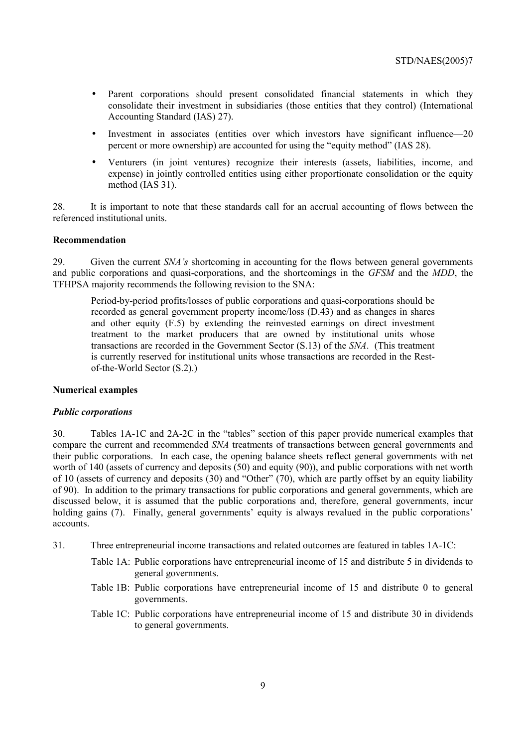- Parent corporations should present consolidated financial statements in which they consolidate their investment in subsidiaries (those entities that they control) (International Accounting Standard (IAS) 27).
- Investment in associates (entities over which investors have significant influence—20 percent or more ownership) are accounted for using the "equity method" (IAS 28).
- Venturers (in joint ventures) recognize their interests (assets, liabilities, income, and expense) in jointly controlled entities using either proportionate consolidation or the equity method (IAS 31).

28. It is important to note that these standards call for an accrual accounting of flows between the referenced institutional units.

**Recommendation**

29. Given the current *SNA's* shortcoming in accounting for the flows between general governments and public corporations and quasi-corporations, and the shortcomings in the *GFSM* and the *MDD*, the TFHPSA majority recommends the following revision to the SNA:

> Period-by-period profits/losses of public corporations and quasi-corporations should be recorded as general government property income/loss (D.43) and as changes in shares and other equity (F.5) by extending the reinvested earnings on direct investment treatment to the market producers that are owned by institutional units whose transactions are recorded in the Government Sector (S.13) of the *SNA*. (This treatment is currently reserved for institutional units whose transactions are recorded in the Rest-of-the-World Sector (S.2).)

**Numerical examples**

***Public corporations***

30. Tables 1A-1C and 2A-2C in the "tables" section of this paper provide numerical examples that compare the current and recommended *SNA* treatments of transactions between general governments and their public corporations. In each case, the opening balance sheets reflect general governments with net worth of 140 (assets of currency and deposits (50) and equity (90)), and public corporations with net worth of 10 (assets of currency and deposits (30) and "Other" (70), which are partly offset by an equity liability of 90). In addition to the primary transactions for public corporations and general governments, which are discussed below, it is assumed that the public corporations and, therefore, general governments, incur holding gains (7). Finally, general governments' equity is always revalued in the public corporations' accounts.

31. Three entrepreneurial income transactions and related outcomes are featured in tables 1A-1C:

Table 1A: Public corporations have entrepreneurial income of 15 and distribute 5 in dividends to general governments.

Table 1B: Public corporations have entrepreneurial income of 15 and distribute 0 to general governments.

Table 1C: Public corporations have entrepreneurial income of 15 and distribute 30 in dividends to general governments.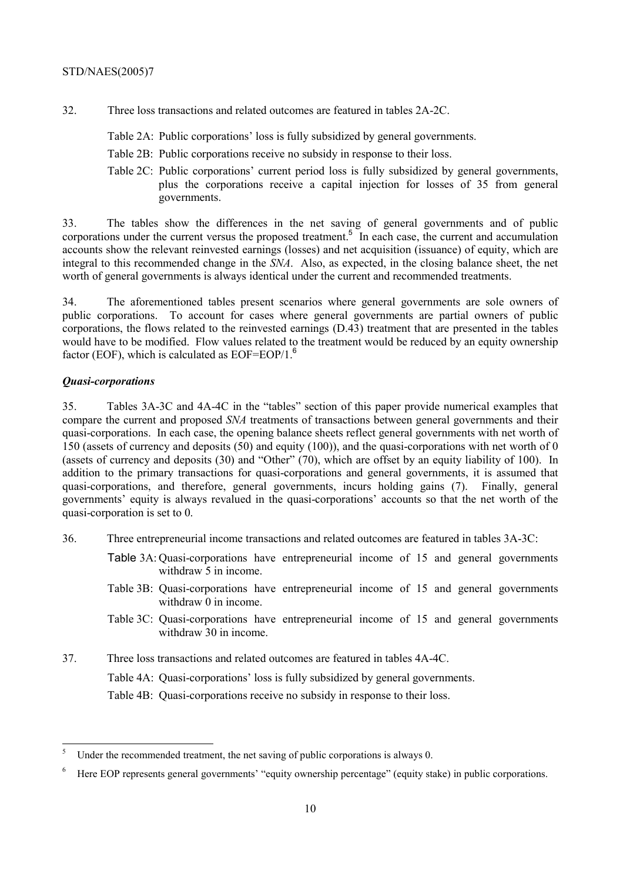32. Three loss transactions and related outcomes are featured in tables 2A-2C.

Table 2A: Public corporations' loss is fully subsidized by general governments.

Table 2B: Public corporations receive no subsidy in response to their loss.

Table 2C: Public corporations' current period loss is fully subsidized by general governments, plus the corporations receive a capital injection for losses of 35 from general governments.

33. The tables show the differences in the net saving of general governments and of public corporations under the current versus the proposed treatment.[5] In each case, the current and accumulation accounts show the relevant reinvested earnings (losses) and net acquisition (issuance) of equity, which are integral to this recommended change in the *SNA*. Also, as expected, in the closing balance sheet, the net worth of general governments is always identical under the current and recommended treatments.

34. The aforementioned tables present scenarios where general governments are sole owners of public corporations. To account for cases where general governments are partial owners of public corporations, the flows related to the reinvested earnings (D.43) treatment that are presented in the tables would have to be modified. Flow values related to the treatment would be reduced by an equity ownership factor (EOF), which is calculated as EOF=EOP/1.[6]

### *Quasi-corporations*

35. Tables 3A-3C and 4A-4C in the "tables" section of this paper provide numerical examples that compare the current and proposed *SNA* treatments of transactions between general governments and their quasi-corporations. In each case, the opening balance sheets reflect general governments with net worth of 150 (assets of currency and deposits (50) and equity (100)), and the quasi-corporations with net worth of 0 (assets of currency and deposits (30) and "Other" (70), which are offset by an equity liability of 100). In addition to the primary transactions for quasi-corporations and general governments, it is assumed that quasi-corporations, and therefore, general governments, incurs holding gains (7). Finally, general governments' equity is always revalued in the quasi-corporations' accounts so that the net worth of the quasi-corporation is set to 0.

36. Three entrepreneurial income transactions and related outcomes are featured in tables 3A-3C:

Table 3A: Quasi-corporations have entrepreneurial income of 15 and general governments withdraw 5 in income.

Table 3B: Quasi-corporations have entrepreneurial income of 15 and general governments withdraw 0 in income.

Table 3C: Quasi-corporations have entrepreneurial income of 15 and general governments withdraw 30 in income.

37. Three loss transactions and related outcomes are featured in tables 4A-4C.

Table 4A: Quasi-corporations' loss is fully subsidized by general governments.

Table 4B: Quasi-corporations receive no subsidy in response to their loss.

---

[5] Under the recommended treatment, the net saving of public corporations is always 0.

[6] Here EOP represents general governments' "equity ownership percentage" (equity stake) in public corporations.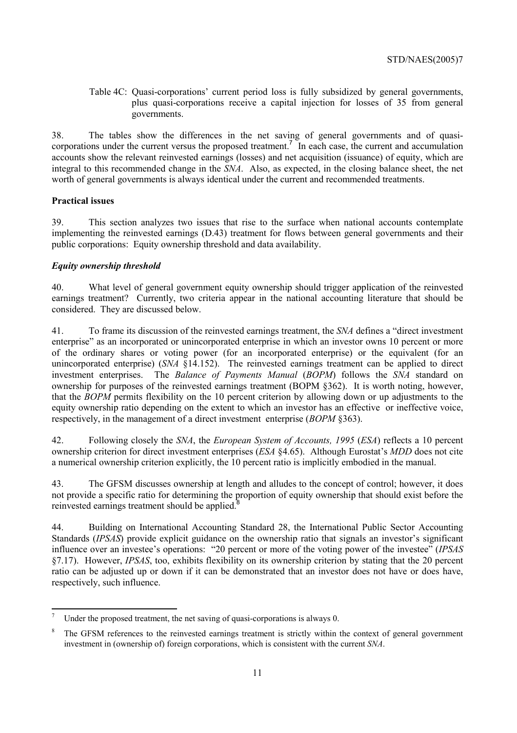Table 4C: Quasi-corporations' current period loss is fully subsidized by general governments, plus quasi-corporations receive a capital injection for losses of 35 from general governments.

38. The tables show the differences in the net saving of general governments and of quasi-corporations under the current versus the proposed treatment.[7] In each case, the current and accumulation accounts show the relevant reinvested earnings (losses) and net acquisition (issuance) of equity, which are integral to this recommended change in the *SNA*. Also, as expected, in the closing balance sheet, the net worth of general governments is always identical under the current and recommended treatments.

**Practical issues**

39. This section analyzes two issues that rise to the surface when national accounts contemplate implementing the reinvested earnings (D.43) treatment for flows between general governments and their public corporations: Equity ownership threshold and data availability.

***Equity ownership threshold***

40. What level of general government equity ownership should trigger application of the reinvested earnings treatment? Currently, two criteria appear in the national accounting literature that should be considered. They are discussed below.

41. To frame its discussion of the reinvested earnings treatment, the *SNA* defines a "direct investment enterprise" as an incorporated or unincorporated enterprise in which an investor owns 10 percent or more of the ordinary shares or voting power (for an incorporated enterprise) or the equivalent (for an unincorporated enterprise) (*SNA* §14.152). The reinvested earnings treatment can be applied to direct investment enterprises. The *Balance of Payments Manual* (*BOPM*) follows the *SNA* standard on ownership for purposes of the reinvested earnings treatment (BOPM §362). It is worth noting, however, that the *BOPM* permits flexibility on the 10 percent criterion by allowing down or up adjustments to the equity ownership ratio depending on the extent to which an investor has an effective or ineffective voice, respectively, in the management of a direct investment enterprise (*BOPM* §363).

42. Following closely the *SNA*, the *European System of Accounts, 1995* (*ESA*) reflects a 10 percent ownership criterion for direct investment enterprises (*ESA* §4.65). Although Eurostat's *MDD* does not cite a numerical ownership criterion explicitly, the 10 percent ratio is implicitly embodied in the manual.

43. The GFSM discusses ownership at length and alludes to the concept of control; however, it does not provide a specific ratio for determining the proportion of equity ownership that should exist before the reinvested earnings treatment should be applied.[8]

44. Building on International Accounting Standard 28, the International Public Sector Accounting Standards (*IPSAS*) provide explicit guidance on the ownership ratio that signals an investor's significant influence over an investee's operations: "20 percent or more of the voting power of the investee" (*IPSAS* §7.17). However, *IPSAS*, too, exhibits flexibility on its ownership criterion by stating that the 20 percent ratio can be adjusted up or down if it can be demonstrated that an investor does not have or does have, respectively, such influence.

---

[7] Under the proposed treatment, the net saving of quasi-corporations is always 0.

[8] The GFSM references to the reinvested earnings treatment is strictly within the context of general government investment in (ownership of) foreign corporations, which is consistent with the current *SNA*.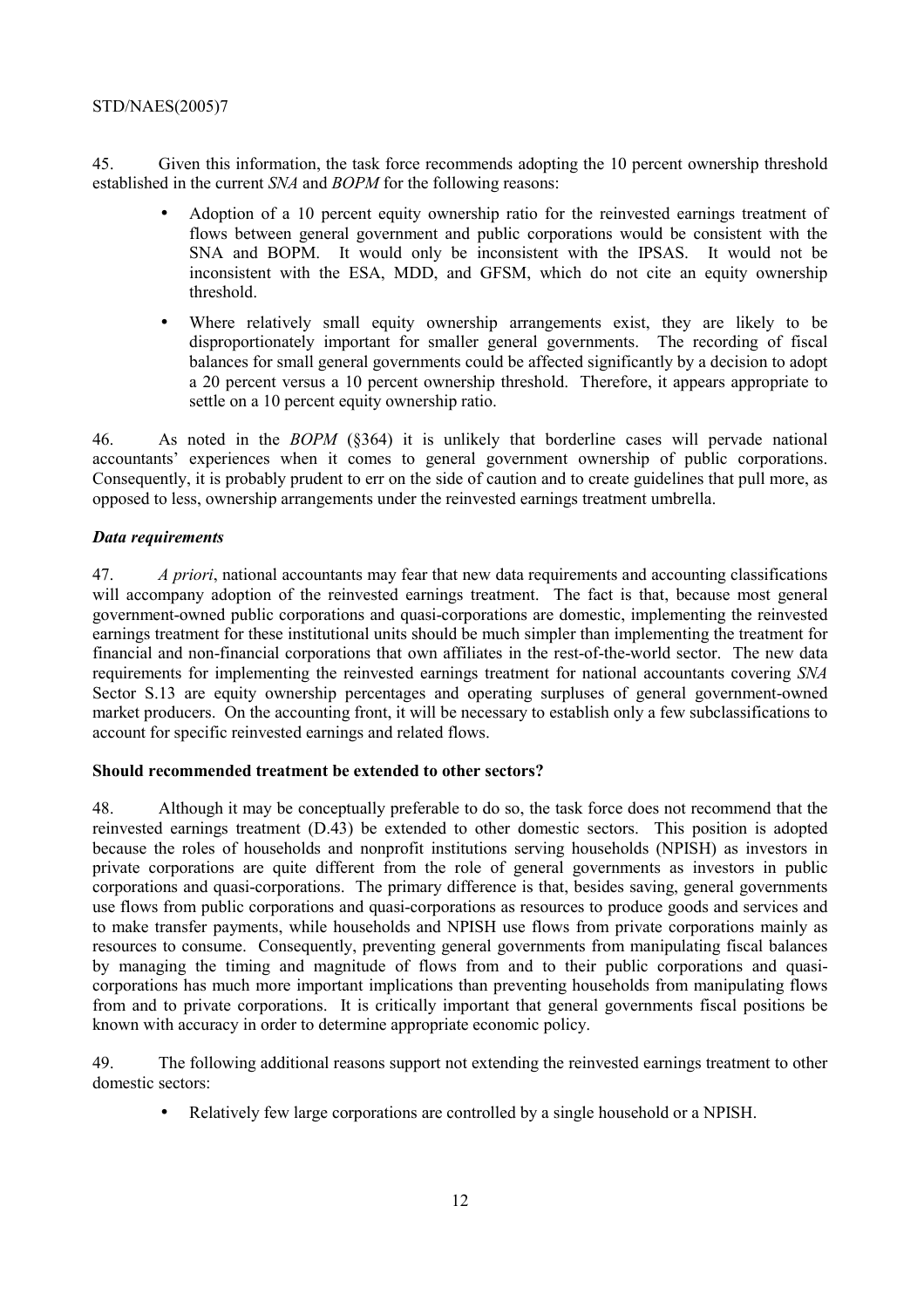45. Given this information, the task force recommends adopting the 10 percent ownership threshold established in the current *SNA* and *BOPM* for the following reasons:

- Adoption of a 10 percent equity ownership ratio for the reinvested earnings treatment of flows between general government and public corporations would be consistent with the SNA and BOPM. It would only be inconsistent with the IPSAS. It would not be inconsistent with the ESA, MDD, and GFSM, which do not cite an equity ownership threshold.
- Where relatively small equity ownership arrangements exist, they are likely to be disproportionately important for smaller general governments. The recording of fiscal balances for small general governments could be affected significantly by a decision to adopt a 20 percent versus a 10 percent ownership threshold. Therefore, it appears appropriate to settle on a 10 percent equity ownership ratio.

46. As noted in the *BOPM* (§364) it is unlikely that borderline cases will pervade national accountants' experiences when it comes to general government ownership of public corporations. Consequently, it is probably prudent to err on the side of caution and to create guidelines that pull more, as opposed to less, ownership arrangements under the reinvested earnings treatment umbrella.

***Data requirements***

47. *A priori*, national accountants may fear that new data requirements and accounting classifications will accompany adoption of the reinvested earnings treatment. The fact is that, because most general government-owned public corporations and quasi-corporations are domestic, implementing the reinvested earnings treatment for these institutional units should be much simpler than implementing the treatment for financial and non-financial corporations that own affiliates in the rest-of-the-world sector. The new data requirements for implementing the reinvested earnings treatment for national accountants covering *SNA* Sector S.13 are equity ownership percentages and operating surpluses of general government-owned market producers. On the accounting front, it will be necessary to establish only a few subclassifications to account for specific reinvested earnings and related flows.

**Should recommended treatment be extended to other sectors?**

48. Although it may be conceptually preferable to do so, the task force does not recommend that the reinvested earnings treatment (D.43) be extended to other domestic sectors. This position is adopted because the roles of households and nonprofit institutions serving households (NPISH) as investors in private corporations are quite different from the role of general governments as investors in public corporations and quasi-corporations. The primary difference is that, besides saving, general governments use flows from public corporations and quasi-corporations as resources to produce goods and services and to make transfer payments, while households and NPISH use flows from private corporations mainly as resources to consume. Consequently, preventing general governments from manipulating fiscal balances by managing the timing and magnitude of flows from and to their public corporations and quasi-corporations has much more important implications than preventing households from manipulating flows from and to private corporations. It is critically important that general governments fiscal positions be known with accuracy in order to determine appropriate economic policy.

49. The following additional reasons support not extending the reinvested earnings treatment to other domestic sectors:

- Relatively few large corporations are controlled by a single household or a NPISH.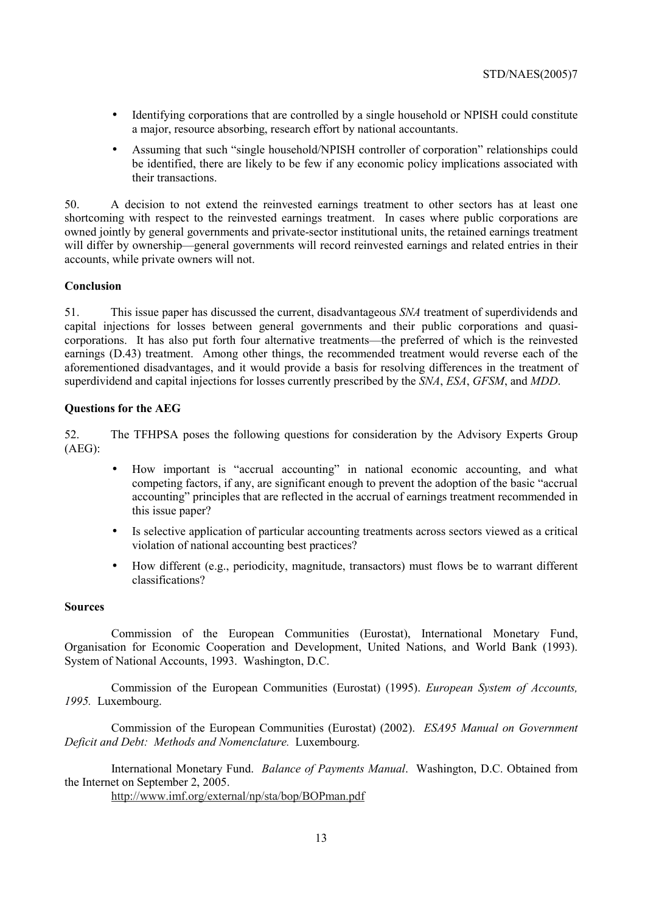- Identifying corporations that are controlled by a single household or NPISH could constitute a major, resource absorbing, research effort by national accountants.
- Assuming that such "single household/NPISH controller of corporation" relationships could be identified, there are likely to be few if any economic policy implications associated with their transactions.

50. A decision to not extend the reinvested earnings treatment to other sectors has at least one shortcoming with respect to the reinvested earnings treatment. In cases where public corporations are owned jointly by general governments and private-sector institutional units, the retained earnings treatment will differ by ownership—general governments will record reinvested earnings and related entries in their accounts, while private owners will not.

**Conclusion**

51. This issue paper has discussed the current, disadvantageous *SNA* treatment of superdividends and capital injections for losses between general governments and their public corporations and quasi-corporations. It has also put forth four alternative treatments—the preferred of which is the reinvested earnings (D.43) treatment. Among other things, the recommended treatment would reverse each of the aforementioned disadvantages, and it would provide a basis for resolving differences in the treatment of superdividend and capital injections for losses currently prescribed by the *SNA*, *ESA*, *GFSM*, and *MDD*.

**Questions for the AEG**

52. The TFHPSA poses the following questions for consideration by the Advisory Experts Group (AEG):

- How important is "accrual accounting" in national economic accounting, and what competing factors, if any, are significant enough to prevent the adoption of the basic "accrual accounting" principles that are reflected in the accrual of earnings treatment recommended in this issue paper?
- Is selective application of particular accounting treatments across sectors viewed as a critical violation of national accounting best practices?
- How different (e.g., periodicity, magnitude, transactors) must flows be to warrant different classifications?

**Sources**

Commission of the European Communities (Eurostat), International Monetary Fund, Organisation for Economic Cooperation and Development, United Nations, and World Bank (1993). System of National Accounts, 1993. Washington, D.C.

Commission of the European Communities (Eurostat) (1995). *European System of Accounts, 1995.* Luxembourg.

Commission of the European Communities (Eurostat) (2002). *ESA95 Manual on Government Deficit and Debt: Methods and Nomenclature.* Luxembourg.

International Monetary Fund. *Balance of Payments Manual*. Washington, D.C. Obtained from the Internet on September 2, 2005.
http://www.imf.org/external/np/sta/bop/BOPman.pdf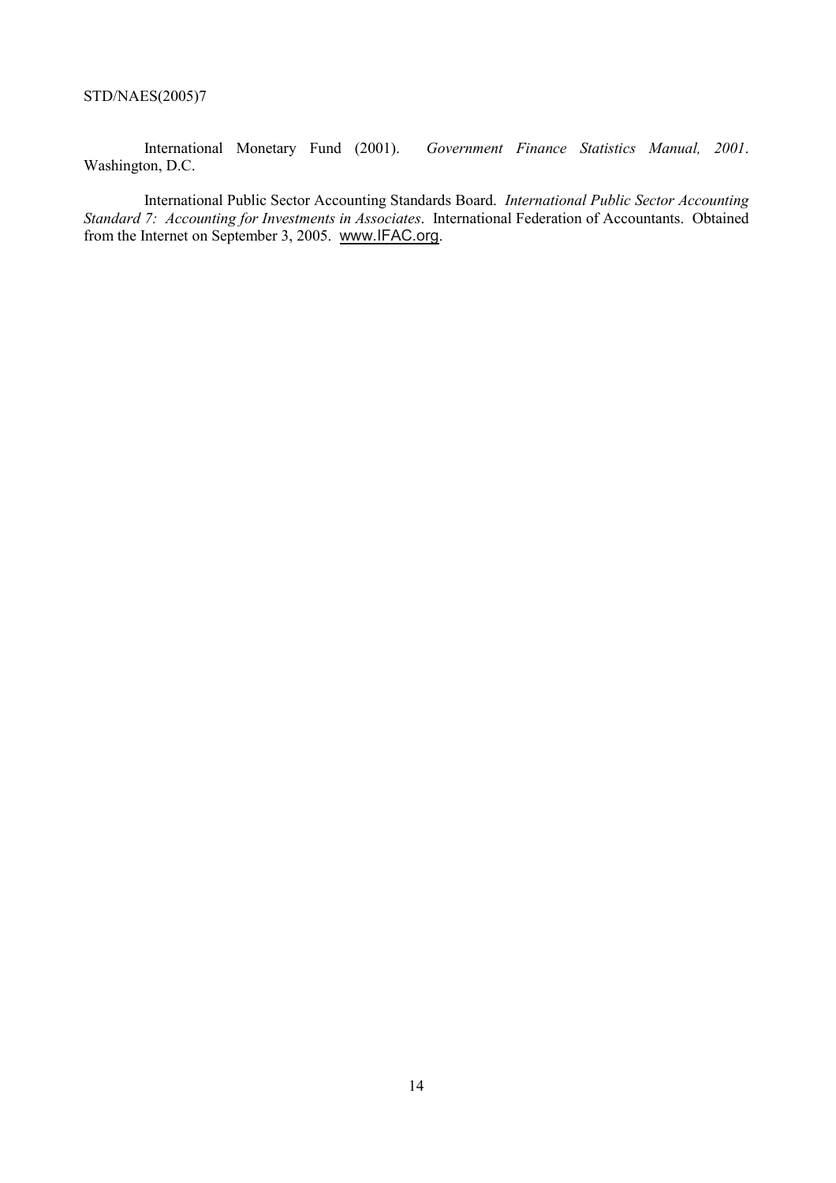International Monetary Fund (2001). *Government Finance Statistics Manual, 2001*. Washington, D.C.

International Public Sector Accounting Standards Board. *International Public Sector Accounting Standard 7: Accounting for Investments in Associates*. International Federation of Accountants. Obtained from the Internet on September 3, 2005. www.IFAC.org.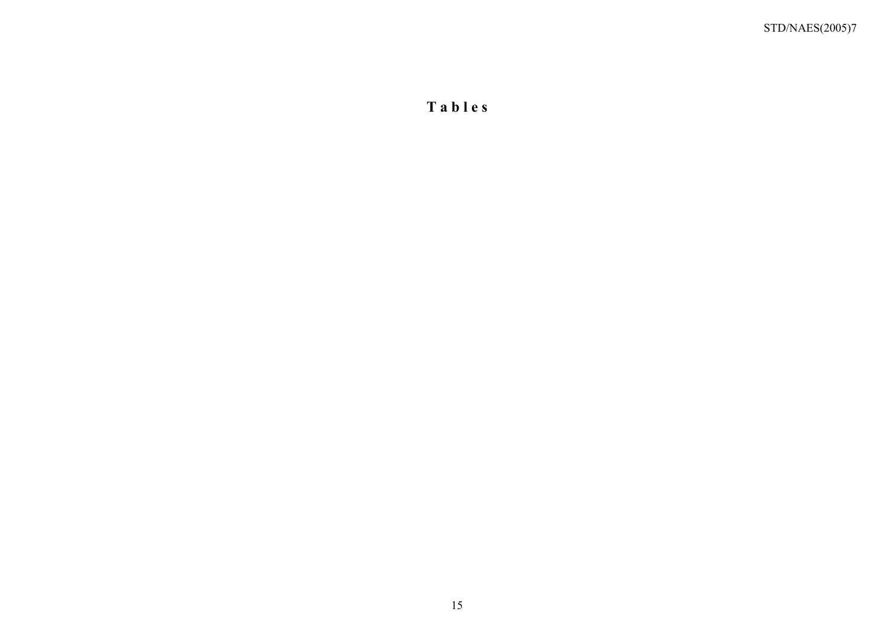# Tables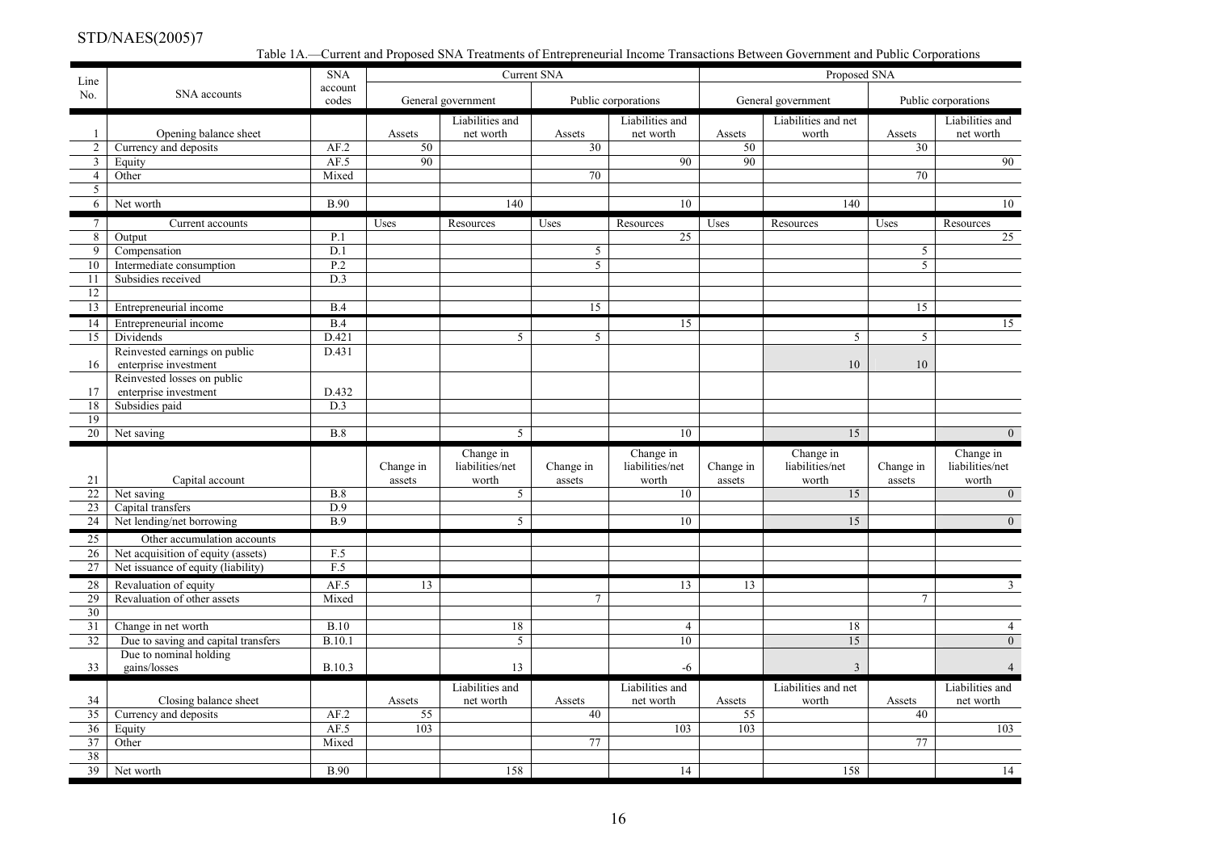Table 1A.—Current and Proposed SNA Treatments of Entrepreneurial Income Transactions Between Government and Public Corporations

| Line No. | SNA accounts | SNA account codes | Current SNA | | | | Proposed SNA | | | |
|---|---|---|---|---|---|---|---|---|---|---|
| | | | General government | | Public corporations | | General government | | Public corporations | |
| 1 | Opening balance sheet | | Assets | Liabilities and net worth | Assets | Liabilities and net worth | Assets | Liabilities and net worth | Assets | Liabilities and net worth |
| 2 | Currency and deposits | AF.2 | 50 | | 30 | | 50 | | 30 | |
| 3 | Equity | AF.5 | 90 | | | 90 | 90 | | | 90 |
| 4 | Other | Mixed | | | 70 | | | | 70 | |
| 5 | | | | | | | | | | |
| 6 | Net worth | B.90 | | 140 | | 10 | | 140 | | 10 |
| 7 | Current accounts | | Uses | Resources | Uses | Resources | Uses | Resources | Uses | Resources |
| 8 | Output | P.1 | | | | 25 | | | | 25 |
| 9 | Compensation | D.1 | | | 5 | | | | 5 | |
| 10 | Intermediate consumption | P.2 | | | 5 | | | | 5 | |
| 11 | Subsidies received | D.3 | | | | | | | | |
| 12 | | | | | | | | | | |
| 13 | Entrepreneurial income | B.4 | | | 15 | | | | 15 | |
| 14 | Entrepreneurial income | B.4 | | | | 15 | | | | 15 |
| 15 | Dividends | D.421 | | 5 | 5 | | | 5 | 5 | |
| 16 | Reinvested earnings on public enterprise investment | D.431 | | | | | | 10 | 10 | |
| 17 | Reinvested losses on public enterprise investment | D.432 | | | | | | | | |
| 18 | Subsidies paid | D.3 | | | | | | | | |
| 19 | | | | | | | | | | |
| 20 | Net saving | B.8 | | 5 | | 10 | | 15 | | 0 |
| 21 | Capital account | | Change in assets | Change in liabilities/net worth | Change in assets | Change in liabilities/net worth | Change in assets | Change in liabilities/net worth | Change in assets | Change in liabilities/net worth |
| 22 | Net saving | B.8 | | 5 | | 10 | | 15 | | 0 |
| 23 | Capital transfers | D.9 | | | | | | | | |
| 24 | Net lending/net borrowing | B.9 | | 5 | | 10 | | 15 | | 0 |
| 25 | Other accumulation accounts | | | | | | | | | |
| 26 | Net acquisition of equity (assets) | F.5 | | | | | | | | |
| 27 | Net issuance of equity (liability) | F.5 | | | | | | | | |
| 28 | Revaluation of equity | AF.5 | 13 | | | 13 | 13 | | | 3 |
| 29 | Revaluation of other assets | Mixed | | | 7 | | | | 7 | |
| 30 | | | | | | | | | | |
| 31 | Change in net worth | B.10 | | 18 | | 4 | | 18 | | 4 |
| 32 | Due to saving and capital transfers | B.10.1 | | 5 | | 10 | | 15 | | 0 |
| 33 | Due to nominal holding gains/losses | B.10.3 | | 13 | | -6 | | 3 | | 4 |
| 34 | Closing balance sheet | | Assets | Liabilities and net worth | Assets | Liabilities and net worth | Assets | Liabilities and net worth | Assets | Liabilities and net worth |
| 35 | Currency and deposits | AF.2 | 55 | | 40 | | 55 | | 40 | |
| 36 | Equity | AF.5 | 103 | | | 103 | 103 | | | 103 |
| 37 | Other | Mixed | | | 77 | | | | 77 | |
| 38 | | | | | | | | | | |
| 39 | Net worth | B.90 | | 158 | | 14 | | 158 | | 14 |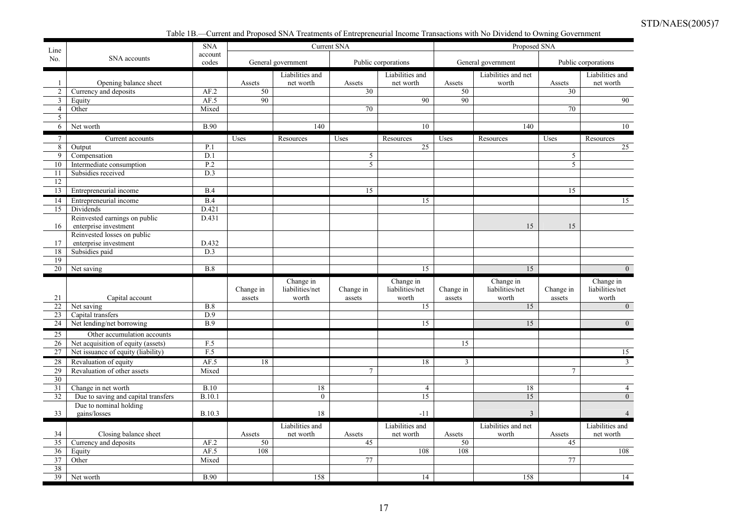Table 1B.—Current and Proposed SNA Treatments of Entrepreneurial Income Transactions with No Dividend to Owning Government

| Line No. | SNA accounts | SNA account codes | Current SNA | | | | Proposed SNA | | | |
|---|---|---|---|---|---|---|---|---|---|---|
| | | | General government | | Public corporations | | General government | | Public corporations | |
| 1 | Opening balance sheet | | Assets | Liabilities and net worth | Assets | Liabilities and net worth | Assets | Liabilities and net worth | Assets | Liabilities and net worth |
| 2 | Currency and deposits | AF.2 | 50 | | 30 | | 50 | | 30 | |
| 3 | Equity | AF.5 | 90 | | | 90 | 90 | | | 90 |
| 4 | Other | Mixed | | | 70 | | | | 70 | |
| 5 | | | | | | | | | | |
| 6 | Net worth | B.90 | | 140 | | 10 | | 140 | | 10 |
| 7 | Current accounts | | Uses | Resources | Uses | Resources | Uses | Resources | Uses | Resources |
| 8 | Output | P.1 | | | | 25 | | | | 25 |
| 9 | Compensation | D.1 | | | 5 | | | | 5 | |
| 10 | Intermediate consumption | P.2 | | | 5 | | | | 5 | |
| 11 | Subsidies received | D.3 | | | | | | | | |
| 12 | | | | | | | | | | |
| 13 | Entrepreneurial income | B.4 | | | 15 | | | | 15 | |
| 14 | Entrepreneurial income | B.4 | | | | 15 | | | | 15 |
| 15 | Dividends | D.421 | | | | | | | | |
| 16 | Reinvested earnings on public enterprise investment | D.431 | | | | | | 15 | 15 | |
| 17 | Reinvested losses on public enterprise investment | D.432 | | | | | | | | |
| 18 | Subsidies paid | D.3 | | | | | | | | |
| 19 | | | | | | | | | | |
| 20 | Net saving | B.8 | | | | 15 | | 15 | | 0 |
| 21 | Capital account | | Change in assets | Change in liabilities/net worth | Change in assets | Change in liabilities/net worth | Change in assets | Change in liabilities/net worth | Change in assets | Change in liabilities/net worth |
| 22 | Net saving | B.8 | | | | 15 | | 15 | | 0 |
| 23 | Capital transfers | D.9 | | | | | | | | |
| 24 | Net lending/net borrowing | B.9 | | | | 15 | | 15 | | 0 |
| 25 | Other accumulation accounts | | | | | | | | | |
| 26 | Net acquisition of equity (assets) | F.5 | | | | | 15 | | | |
| 27 | Net issuance of equity (liability) | F.5 | | | | | | | | 15 |
| 28 | Revaluation of equity | AF.5 | 18 | | | 18 | 3 | | | 3 |
| 29 | Revaluation of other assets | Mixed | | | 7 | | | | 7 | |
| 30 | | | | | | | | | | |
| 31 | Change in net worth | B.10 | | 18 | | 4 | | 18 | | 4 |
| 32 | Due to saving and capital transfers | B.10.1 | | 0 | | 15 | | 15 | | 0 |
| 33 | Due to nominal holding gains/losses | B.10.3 | | 18 | | -11 | | 3 | | 4 |
| 34 | Closing balance sheet | | Assets | Liabilities and net worth | Assets | Liabilities and net worth | Assets | Liabilities and net worth | Assets | Liabilities and net worth |
| 35 | Currency and deposits | AF.2 | 50 | | 45 | | 50 | | 45 | |
| 36 | Equity | AF.5 | 108 | | | 108 | 108 | | | 108 |
| 37 | Other | Mixed | | | 77 | | | | 77 | |
| 38 | | | | | | | | | | |
| 39 | Net worth | B.90 | | 158 | | 14 | | 158 | | 14 |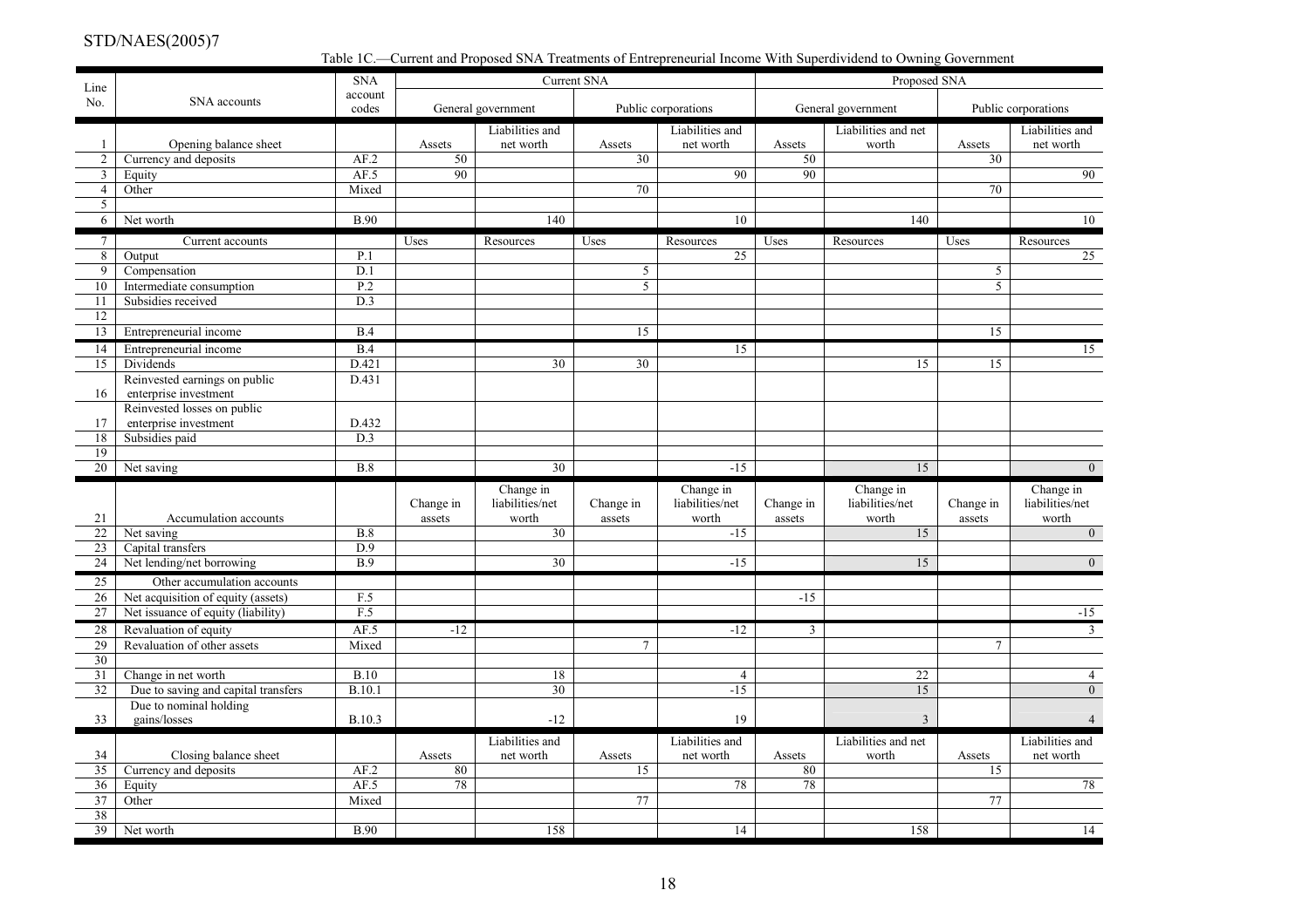Table 1C.—Current and Proposed SNA Treatments of Entrepreneurial Income With Superdividend to Owning Government

| Line No. | SNA accounts | SNA account codes | Current SNA | | | | Proposed SNA | | | |
|---|---|---|---|---|---|---|---|---|---|---|
| | | | General government | | Public corporations | | General government | | Public corporations | |
| 1 | Opening balance sheet | | Assets | Liabilities and net worth | Assets | Liabilities and net worth | Assets | Liabilities and net worth | Assets | Liabilities and net worth |
| 2 | Currency and deposits | AF.2 | 50 | | 30 | | 50 | | 30 | |
| 3 | Equity | AF.5 | 90 | | | 90 | 90 | | | 90 |
| 4 | Other | Mixed | | | 70 | | | | 70 | |
| 5 | | | | | | | | | | |
| 6 | Net worth | B.90 | | 140 | | 10 | | 140 | | 10 |
| 7 | Current accounts | | Uses | Resources | Uses | Resources | Uses | Resources | Uses | Resources |
| 8 | Output | P.1 | | | | 25 | | | | 25 |
| 9 | Compensation | D.1 | | | 5 | | | | 5 | |
| 10 | Intermediate consumption | P.2 | | | 5 | | | | 5 | |
| 11 | Subsidies received | D.3 | | | | | | | | |
| 12 | | | | | | | | | | |
| 13 | Entrepreneurial income | B.4 | | | 15 | | | | 15 | |
| 14 | Entrepreneurial income | B.4 | | | | 15 | | | | 15 |
| 15 | Dividends | D.421 | | 30 | 30 | | | 15 | 15 | |
| 16 | Reinvested earnings on public enterprise investment | D.431 | | | | | | | | |
| 17 | Reinvested losses on public enterprise investment | D.432 | | | | | | | | |
| 18 | Subsidies paid | D.3 | | | | | | | | |
| 19 | | | | | | | | | | |
| 20 | Net saving | B.8 | | 30 | | -15 | | 15 | | 0 |
| 21 | Accumulation accounts | | Change in assets | Change in liabilities/net worth | Change in assets | Change in liabilities/net worth | Change in assets | Change in liabilities/net worth | Change in assets | Change in liabilities/net worth |
| 22 | Net saving | B.8 | | 30 | | -15 | | 15 | | 0 |
| 23 | Capital transfers | D.9 | | | | | | | | |
| 24 | Net lending/net borrowing | B.9 | | 30 | | -15 | | 15 | | 0 |
| 25 | Other accumulation accounts | | | | | | | | | |
| 26 | Net acquisition of equity (assets) | F.5 | | | | | -15 | | | |
| 27 | Net issuance of equity (liability) | F.5 | | | | | | | | -15 |
| 28 | Revaluation of equity | AF.5 | -12 | | | -12 | 3 | | | 3 |
| 29 | Revaluation of other assets | Mixed | | | 7 | | | | 7 | |
| 30 | | | | | | | | | | |
| 31 | Change in net worth | B.10 | | 18 | | 4 | | 22 | | 4 |
| 32 | Due to saving and capital transfers | B.10.1 | | 30 | | -15 | | 15 | | 0 |
| 33 | Due to nominal holding gains/losses | B.10.3 | | -12 | | 19 | | 3 | | 4 |
| 34 | Closing balance sheet | | Assets | Liabilities and net worth | Assets | Liabilities and net worth | Assets | Liabilities and net worth | Assets | Liabilities and net worth |
| 35 | Currency and deposits | AF.2 | 80 | | 15 | | 80 | | 15 | |
| 36 | Equity | AF.5 | 78 | | | 78 | 78 | | | 78 |
| 37 | Other | Mixed | | | 77 | | | | 77 | |
| 38 | | | | | | | | | | |
| 39 | Net worth | B.90 | | 158 | | 14 | | 158 | | 14 |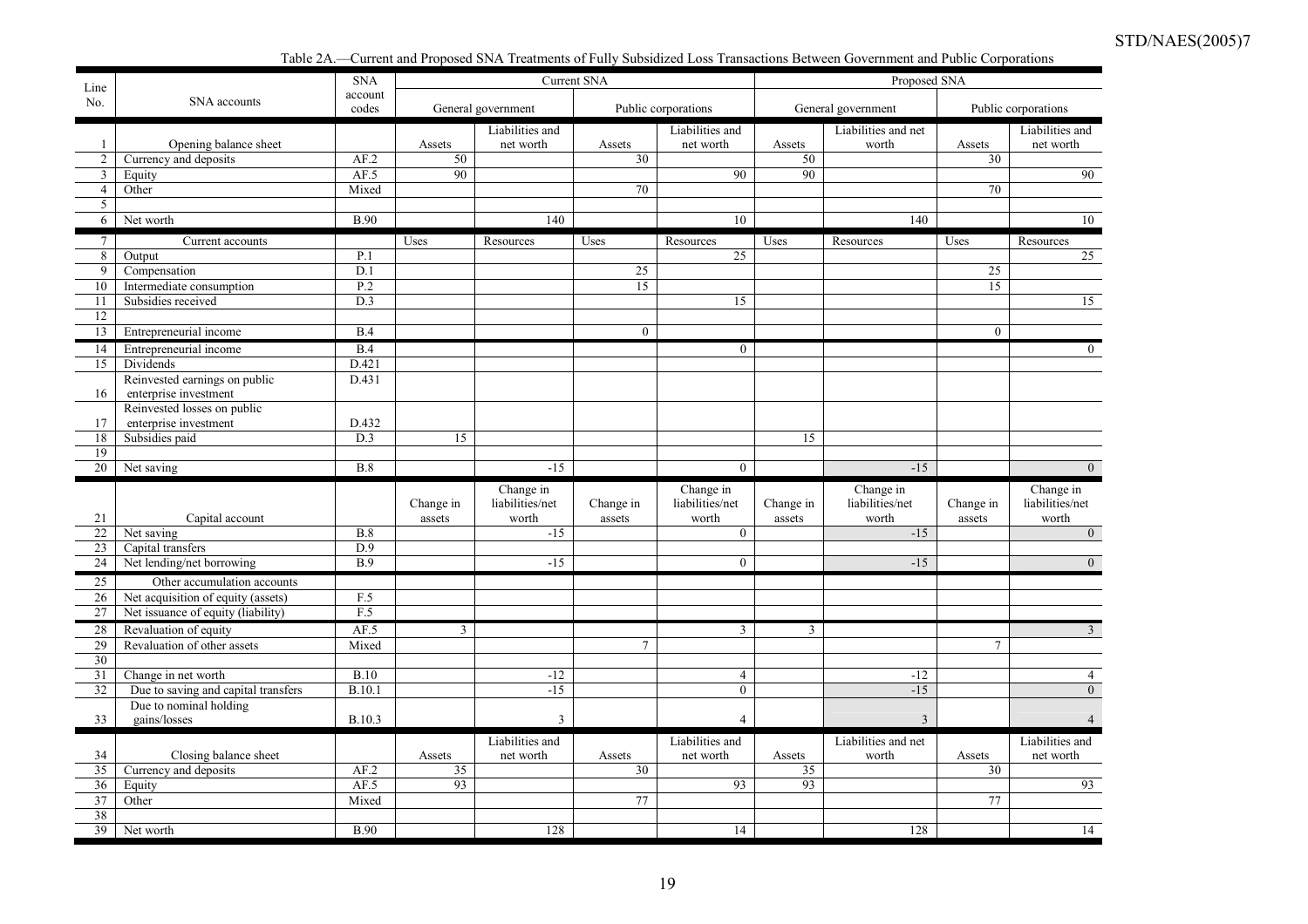Table 2A.—Current and Proposed SNA Treatments of Fully Subsidized Loss Transactions Between Government and Public Corporations

| Line No. | SNA accounts | SNA account codes | Current SNA | | | | Proposed SNA | | | |
|---|---|---|---|---|---|---|---|---|---|---|
| | | | General government | | Public corporations | | General government | | Public corporations | |
| 1 | Opening balance sheet | | Assets | Liabilities and net worth | Assets | Liabilities and net worth | Assets | Liabilities and net worth | Assets | Liabilities and net worth |
| 2 | Currency and deposits | AF.2 | 50 | | 30 | | 50 | | 30 | |
| 3 | Equity | AF.5 | 90 | | | 90 | 90 | | | 90 |
| 4 | Other | Mixed | | | 70 | | | | 70 | |
| 5 | | | | | | | | | | |
| 6 | Net worth | B.90 | | 140 | | 10 | | 140 | | 10 |
| 7 | Current accounts | | Uses | Resources | Uses | Resources | Uses | Resources | Uses | Resources |
| 8 | Output | P.1 | | | | 25 | | | | 25 |
| 9 | Compensation | D.1 | | | 25 | | | | 25 | |
| 10 | Intermediate consumption | P.2 | | | 15 | | | | 15 | |
| 11 | Subsidies received | D.3 | | | | 15 | | | | 15 |
| 12 | | | | | | | | | | |
| 13 | Entrepreneurial income | B.4 | | | 0 | | | | 0 | |
| 14 | Entrepreneurial income | B.4 | | | | 0 | | | | 0 |
| 15 | Dividends | D.421 | | | | | | | | |
| 16 | Reinvested earnings on public enterprise investment | D.431 | | | | | | | | |
| 17 | Reinvested losses on public enterprise investment | D.432 | | | | | | | | |
| 18 | Subsidies paid | D.3 | 15 | | | | 15 | | | |
| 19 | | | | | | | | | | |
| 20 | Net saving | B.8 | | -15 | | 0 | | -15 | | 0 |
| 21 | Capital account | | Change in assets | Change in liabilities/net worth | Change in assets | Change in liabilities/net worth | Change in assets | Change in liabilities/net worth | Change in assets | Change in liabilities/net worth |
| 22 | Net saving | B.8 | | -15 | | 0 | | -15 | | 0 |
| 23 | Capital transfers | D.9 | | | | | | | | |
| 24 | Net lending/net borrowing | B.9 | | -15 | | 0 | | -15 | | 0 |
| 25 | Other accumulation accounts | | | | | | | | | |
| 26 | Net acquisition of equity (assets) | F.5 | | | | | | | | |
| 27 | Net issuance of equity (liability) | F.5 | | | | | | | | |
| 28 | Revaluation of equity | AF.5 | 3 | | | 3 | 3 | | | 3 |
| 29 | Revaluation of other assets | Mixed | | | 7 | | | | 7 | |
| 30 | | | | | | | | | | |
| 31 | Change in net worth | B.10 | | -12 | | 4 | | -12 | | 4 |
| 32 | Due to saving and capital transfers | B.10.1 | | -15 | | 0 | | -15 | | 0 |
| 33 | Due to nominal holding gains/losses | B.10.3 | | 3 | | 4 | | 3 | | 4 |
| 34 | Closing balance sheet | | Assets | Liabilities and net worth | Assets | Liabilities and net worth | Assets | Liabilities and net worth | Assets | Liabilities and net worth |
| 35 | Currency and deposits | AF.2 | 35 | | 30 | | 35 | | 30 | |
| 36 | Equity | AF.5 | 93 | | | 93 | 93 | | | 93 |
| 37 | Other | Mixed | | | 77 | | | | 77 | |
| 38 | | | | | | | | | | |
| 39 | Net worth | B.90 | | 128 | | 14 | | 128 | | 14 |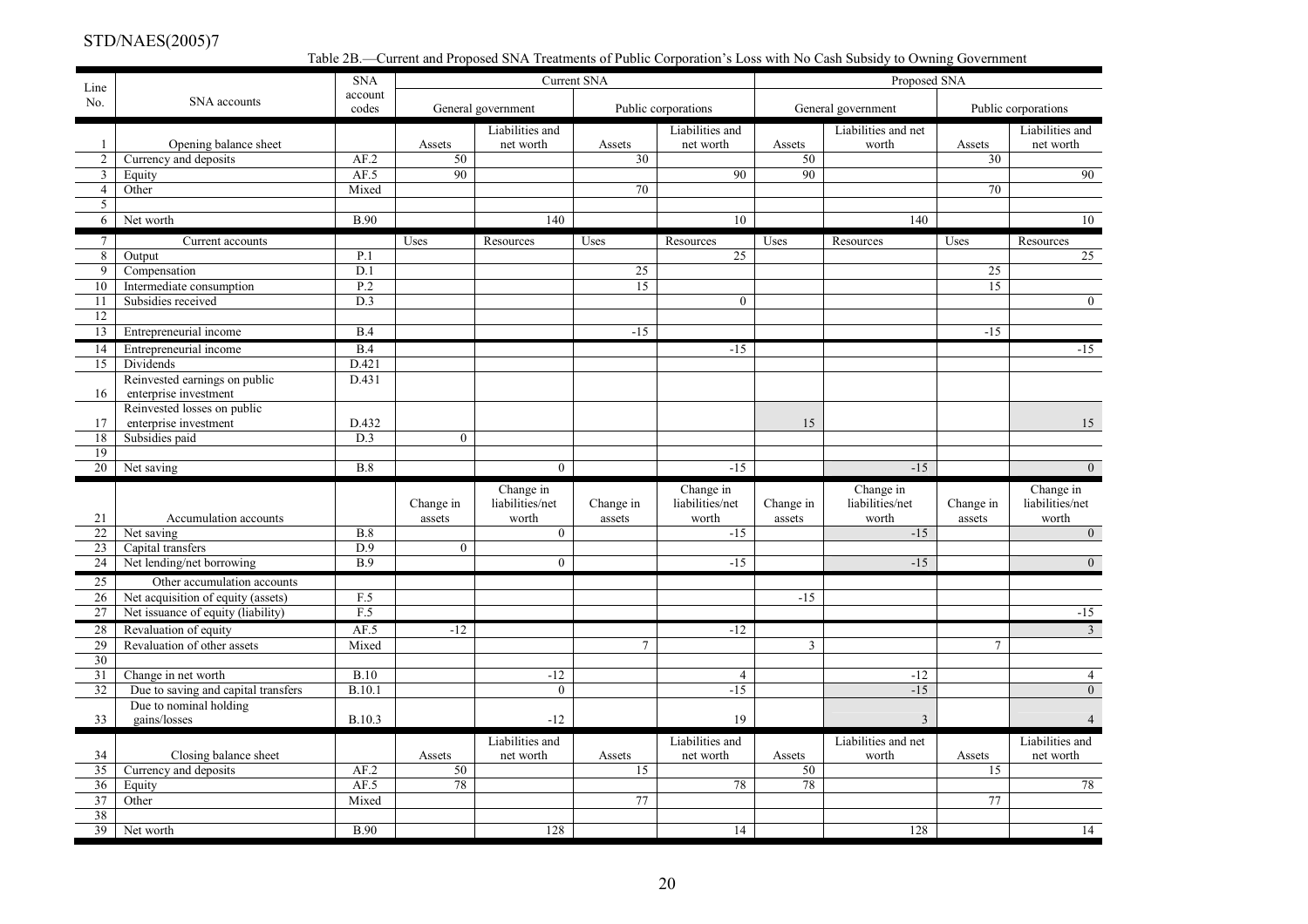Table 2B.—Current and Proposed SNA Treatments of Public Corporation's Loss with No Cash Subsidy to Owning Government

| Line No. | SNA accounts | SNA account codes | Current SNA | | | | Proposed SNA | | | |
|---|---|---|---|---|---|---|---|---|---|---|
| | | | General government | | Public corporations | | General government | | Public corporations | |
| 1 | Opening balance sheet | | Assets | Liabilities and net worth | Assets | Liabilities and net worth | Assets | Liabilities and net worth | Assets | Liabilities and net worth |
| 2 | Currency and deposits | AF.2 | 50 | | 30 | | 50 | | 30 | |
| 3 | Equity | AF.5 | 90 | | | 90 | 90 | | | 90 |
| 4 | Other | Mixed | | | 70 | | | | 70 | |
| 5 | | | | | | | | | | |
| 6 | Net worth | B.90 | | 140 | | 10 | | 140 | | 10 |
| 7 | Current accounts | | Uses | Resources | Uses | Resources | Uses | Resources | Uses | Resources |
| 8 | Output | P.1 | | | | 25 | | | | 25 |
| 9 | Compensation | D.1 | | | 25 | | | | 25 | |
| 10 | Intermediate consumption | P.2 | | | 15 | | | | 15 | |
| 11 | Subsidies received | D.3 | | | | 0 | | | | 0 |
| 12 | | | | | | | | | | |
| 13 | Entrepreneurial income | B.4 | | | -15 | | | | -15 | |
| 14 | Entrepreneurial income | B.4 | | | | -15 | | | | -15 |
| 15 | Dividends | D.421 | | | | | | | | |
| 16 | Reinvested earnings on public enterprise investment | D.431 | | | | | | | | |
| 17 | Reinvested losses on public enterprise investment | D.432 | | | | | 15 | | | 15 |
| 18 | Subsidies paid | D.3 | 0 | | | | | | | |
| 19 | | | | | | | | | | |
| 20 | Net saving | B.8 | | 0 | | -15 | | -15 | | 0 |
| 21 | Accumulation accounts | | Change in assets | Change in liabilities/net worth | Change in assets | Change in liabilities/net worth | Change in assets | Change in liabilities/net worth | Change in assets | Change in liabilities/net worth |
| 22 | Net saving | B.8 | | 0 | | -15 | | -15 | | 0 |
| 23 | Capital transfers | D.9 | 0 | | | | | | | |
| 24 | Net lending/net borrowing | B.9 | | 0 | | -15 | | -15 | | 0 |
| 25 | Other accumulation accounts | | | | | | | | | |
| 26 | Net acquisition of equity (assets) | F.5 | | | | | -15 | | | |
| 27 | Net issuance of equity (liability) | F.5 | | | | | | | | -15 |
| 28 | Revaluation of equity | AF.5 | -12 | | | -12 | | | | 3 |
| 29 | Revaluation of other assets | Mixed | | | 7 | | 3 | | 7 | |
| 30 | | | | | | | | | | |
| 31 | Change in net worth | B.10 | | -12 | | 4 | | -12 | | 4 |
| 32 | Due to saving and capital transfers | B.10.1 | | 0 | | -15 | | -15 | | 0 |
| 33 | Due to nominal holding gains/losses | B.10.3 | | -12 | | 19 | | 3 | | 4 |
| 34 | Closing balance sheet | | Assets | Liabilities and net worth | Assets | Liabilities and net worth | Assets | Liabilities and net worth | Assets | Liabilities and net worth |
| 35 | Currency and deposits | AF.2 | 50 | | 15 | | 50 | | 15 | |
| 36 | Equity | AF.5 | 78 | | | 78 | 78 | | | 78 |
| 37 | Other | Mixed | | | 77 | | | | 77 | |
| 38 | | | | | | | | | | |
| 39 | Net worth | B.90 | | 128 | | 14 | | 128 | | 14 |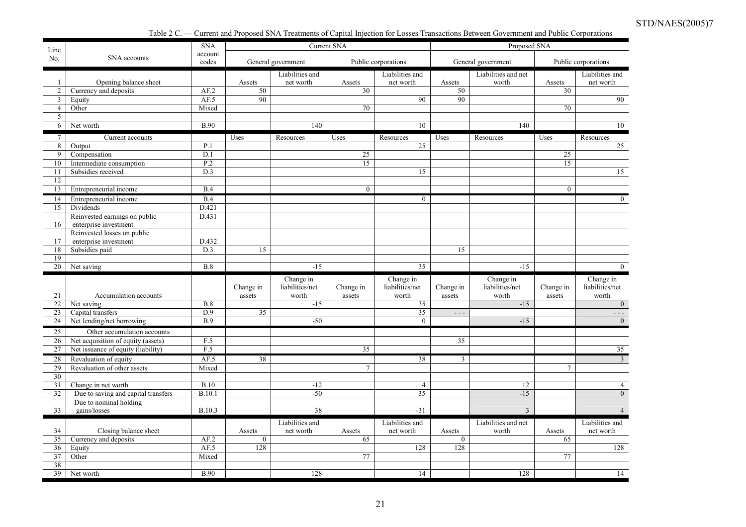Table 2 C. — Current and Proposed SNA Treatments of Capital Injection for Losses Transactions Between Government and Public Corporations

| Line No. | SNA accounts | SNA account codes | Current SNA | | | | Proposed SNA | | | |
|---|---|---|---|---|---|---|---|---|---|---|
| | | | General government | | Public corporations | | General government | | Public corporations | |
| 1 | Opening balance sheet | | Assets | Liabilities and net worth | Assets | Liabilities and net worth | Assets | Liabilities and net worth | Assets | Liabilities and net worth |
| 2 | Currency and deposits | AF.2 | 50 | | 30 | | 50 | | 30 | |
| 3 | Equity | AF.5 | 90 | | | 90 | 90 | | | 90 |
| 4 | Other | Mixed | | | 70 | | | | 70 | |
| 5 | | | | | | | | | | |
| 6 | Net worth | B.90 | | 140 | | 10 | | 140 | | 10 |
| 7 | Current accounts | | Uses | Resources | Uses | Resources | Uses | Resources | Uses | Resources |
| 8 | Output | P.1 | | | | 25 | | | | 25 |
| 9 | Compensation | D.1 | | | 25 | | | | 25 | |
| 10 | Intermediate consumption | P.2 | | | 15 | | | | 15 | |
| 11 | Subsidies received | D.3 | | | | 15 | | | | 15 |
| 12 | | | | | | | | | | |
| 13 | Entrepreneurial income | B.4 | | | 0 | | | | 0 | |
| 14 | Entrepreneurial income | B.4 | | | | 0 | | | | 0 |
| 15 | Dividends | D.421 | | | | | | | | |
| 16 | Reinvested earnings on public enterprise investment | D.431 | | | | | | | | |
| 17 | Reinvested losses on public enterprise investment | D.432 | | | | | | | | |
| 18 | Subsidies paid | D.3 | 15 | | | | 15 | | | |
| 19 | | | | | | | | | | |
| 20 | Net saving | B.8 | | -15 | | 35 | | -15 | | 0 |
| 21 | Accumulation accounts | | Change in assets | Change in liabilities/net worth | Change in assets | Change in liabilities/net worth | Change in assets | Change in liabilities/net worth | Change in assets | Change in liabilities/net worth |
| 22 | Net saving | B.8 | | -15 | | 35 | | -15 | | 0 |
| 23 | Capital transfers | D.9 | 35 | | | 35 | - - - | | | - - - |
| 24 | Net lending/net borrowing | B.9 | | -50 | | 0 | | -15 | | 0 |
| 25 | Other accumulation accounts | | | | | | | | | |
| 26 | Net acquisition of equity (assets) | F.5 | | | | | 35 | | | |
| 27 | Net issuance of equity (liability) | F.5 | | | 35 | | | | | 35 |
| 28 | Revaluation of equity | AF.5 | 38 | | | 38 | 3 | | | 3 |
| 29 | Revaluation of other assets | Mixed | | | 7 | | | | 7 | |
| 30 | | | | | | | | | | |
| 31 | Change in net worth | B.10 | | -12 | | 4 | | 12 | | 4 |
| 32 | Due to saving and capital transfers | B.10.1 | | -50 | | 35 | | -15 | | 0 |
| 33 | Due to nominal holding gains/losses | B.10.3 | | 38 | | -31 | | 3 | | 4 |
| 34 | Closing balance sheet | | Assets | Liabilities and net worth | Assets | Liabilities and net worth | Assets | Liabilities and net worth | Assets | Liabilities and net worth |
| 35 | Currency and deposits | AF.2 | 0 | | 65 | | 0 | | 65 | |
| 36 | Equity | AF.5 | 128 | | | 128 | 128 | | | 128 |
| 37 | Other | Mixed | | | 77 | | | | 77 | |
| 38 | | | | | | | | | | |
| 39 | Net worth | B.90 | | 128 | | 14 | | 128 | | 14 |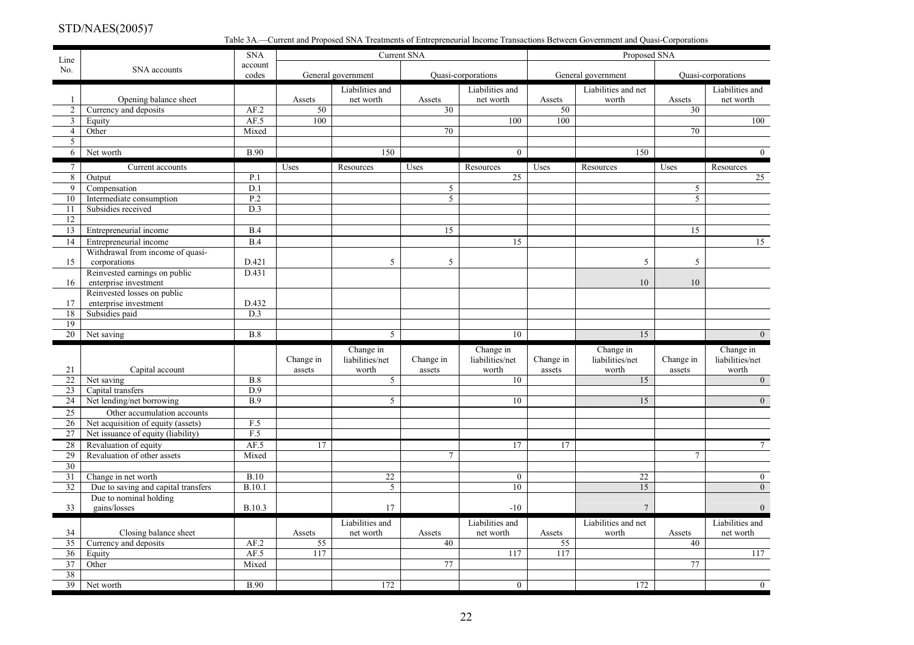Table 3A.—Current and Proposed SNA Treatments of Entrepreneurial Income Transactions Between Government and Quasi-Corporations

| Line No. | SNA accounts | SNA account codes | Current SNA | | | | Proposed SNA | | | |
|---|---|---|---|---|---|---|---|---|---|---|
| | | | General government | | Quasi-corporations | | General government | | Quasi-corporations | |
| 1 | Opening balance sheet | | Assets | Liabilities and net worth | Assets | Liabilities and net worth | Assets | Liabilities and net worth | Assets | Liabilities and net worth |
| 2 | Currency and deposits | AF.2 | 50 | | 30 | | 50 | | 30 | |
| 3 | Equity | AF.5 | 100 | | | 100 | 100 | | | 100 |
| 4 | Other | Mixed | | | 70 | | | | 70 | |
| 5 | | | | | | | | | | |
| 6 | Net worth | B.90 | | 150 | | 0 | | 150 | | 0 |
| 7 | Current accounts | | Uses | Resources | Uses | Resources | Uses | Resources | Uses | Resources |
| 8 | Output | P.1 | | | | 25 | | | | 25 |
| 9 | Compensation | D.1 | | | 5 | | | | 5 | |
| 10 | Intermediate consumption | P.2 | | | 5 | | | | 5 | |
| 11 | Subsidies received | D.3 | | | | | | | | |
| 12 | | | | | | | | | | |
| 13 | Entrepreneurial income | B.4 | | | 15 | | | | 15 | |
| 14 | Entrepreneurial income | B.4 | | | | 15 | | | | 15 |
| 15 | Withdrawal from income of quasi-corporations | D.421 | | 5 | 5 | | | 5 | 5 | |
| 16 | Reinvested earnings on public enterprise investment | D.431 | | | | | | 10 | 10 | |
| 17 | Reinvested losses on public enterprise investment | D.432 | | | | | | | | |
| 18 | Subsidies paid | D.3 | | | | | | | | |
| 19 | | | | | | | | | | |
| 20 | Net saving | B.8 | | 5 | | 10 | | 15 | | 0 |
| 21 | Capital account | | Change in assets | Change in liabilities/net worth | Change in assets | Change in liabilities/net worth | Change in assets | Change in liabilities/net worth | Change in assets | Change in liabilities/net worth |
| 22 | Net saving | B.8 | | 5 | | 10 | | 15 | | 0 |
| 23 | Capital transfers | D.9 | | | | | | | | |
| 24 | Net lending/net borrowing | B.9 | | 5 | | 10 | | 15 | | 0 |
| 25 | Other accumulation accounts | | | | | | | | | |
| 26 | Net acquisition of equity (assets) | F.5 | | | | | | | | |
| 27 | Net issuance of equity (liability) | F.5 | | | | | | | | |
| 28 | Revaluation of equity | AF.5 | 17 | | | 17 | 17 | | | 7 |
| 29 | Revaluation of other assets | Mixed | | | 7 | | | | 7 | |
| 30 | | | | | | | | | | |
| 31 | Change in net worth | B.10 | | 22 | | 0 | | 22 | | 0 |
| 32 | Due to saving and capital transfers | B.10.1 | | 5 | | 10 | | 15 | | 0 |
| 33 | Due to nominal holding gains/losses | B.10.3 | | 17 | | -10 | | 7 | | 0 |
| 34 | Closing balance sheet | | Assets | Liabilities and net worth | Assets | Liabilities and net worth | Assets | Liabilities and net worth | Assets | Liabilities and net worth |
| 35 | Currency and deposits | AF.2 | 55 | | 40 | | 55 | | 40 | |
| 36 | Equity | AF.5 | 117 | | | 117 | 117 | | | 117 |
| 37 | Other | Mixed | | | 77 | | | | 77 | |
| 38 | | | | | | | | | | |
| 39 | Net worth | B.90 | | 172 | | 0 | | 172 | | 0 |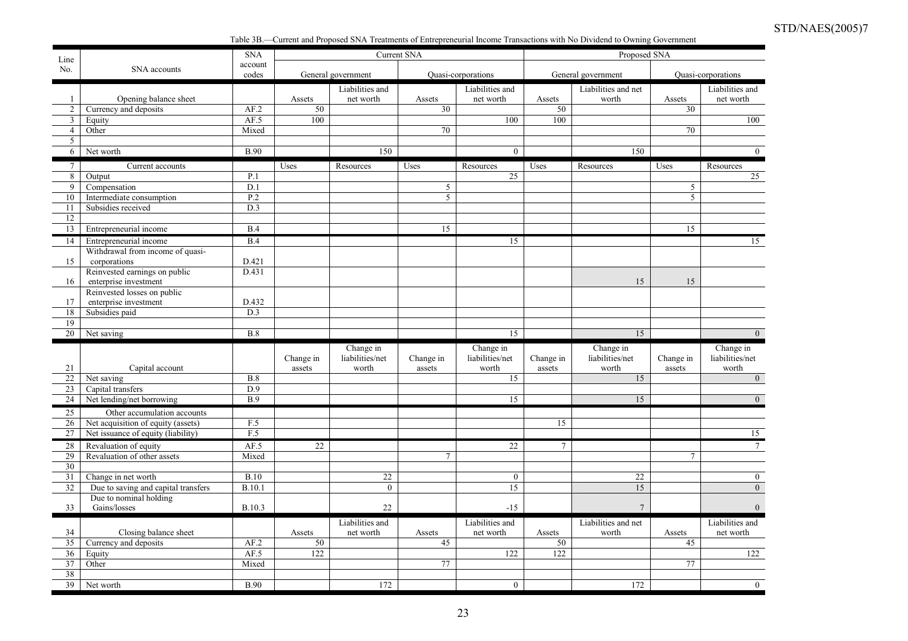Table 3B.—Current and Proposed SNA Treatments of Entrepreneurial Income Transactions with No Dividend to Owning Government

| Line No. | SNA accounts | SNA account codes | Current SNA | | | | Proposed SNA | | | |
|---|---|---|---|---|---|---|---|---|---|---|
| | | | General government | | Quasi-corporations | | General government | | Quasi-corporations | |
| 1 | Opening balance sheet | | Assets | Liabilities and net worth | Assets | Liabilities and net worth | Assets | Liabilities and net worth | Assets | Liabilities and net worth |
| 2 | Currency and deposits | AF.2 | 50 | | 30 | | 50 | | 30 | |
| 3 | Equity | AF.5 | 100 | | | 100 | 100 | | | 100 |
| 4 | Other | Mixed | | | 70 | | | | 70 | |
| 5 | | | | | | | | | | |
| 6 | Net worth | B.90 | | 150 | | 0 | | 150 | | 0 |
| 7 | Current accounts | | Uses | Resources | Uses | Resources | Uses | Resources | Uses | Resources |
| 8 | Output | P.1 | | | | 25 | | | | 25 |
| 9 | Compensation | D.1 | | | 5 | | | | 5 | |
| 10 | Intermediate consumption | P.2 | | | 5 | | | | 5 | |
| 11 | Subsidies received | D.3 | | | | | | | | |
| 12 | | | | | | | | | | |
| 13 | Entrepreneurial income | B.4 | | | 15 | | | | 15 | |
| 14 | Entrepreneurial income | B.4 | | | | 15 | | | | 15 |
| 15 | Withdrawal from income of quasi-corporations | D.421 | | | | | | | | |
| 16 | Reinvested earnings on public enterprise investment | D.431 | | | | | | 15 | 15 | |
| 17 | Reinvested losses on public enterprise investment | D.432 | | | | | | | | |
| 18 | Subsidies paid | D.3 | | | | | | | | |
| 19 | | | | | | | | | | |
| 20 | Net saving | B.8 | | | | 15 | | 15 | | 0 |
| 21 | Capital account | | Change in assets | Change in liabilities/net worth | Change in assets | Change in liabilities/net worth | Change in assets | Change in liabilities/net worth | Change in assets | Change in liabilities/net worth |
| 22 | Net saving | B.8 | | | | 15 | | 15 | | 0 |
| 23 | Capital transfers | D.9 | | | | | | | | |
| 24 | Net lending/net borrowing | B.9 | | | | 15 | | 15 | | 0 |
| 25 | Other accumulation accounts | | | | | | | | | |
| 26 | Net acquisition of equity (assets) | F.5 | | | | | 15 | | | |
| 27 | Net issuance of equity (liability) | F.5 | | | | | | | | 15 |
| 28 | Revaluation of equity | AF.5 | 22 | | | 22 | 7 | | | 7 |
| 29 | Revaluation of other assets | Mixed | | | 7 | | | | 7 | |
| 30 | | | | | | | | | | |
| 31 | Change in net worth | B.10 | | 22 | | 0 | | 22 | | 0 |
| 32 | Due to saving and capital transfers | B.10.1 | | 0 | | 15 | | 15 | | 0 |
| 33 | Due to nominal holding Gains/losses | B.10.3 | | 22 | | -15 | | 7 | | 0 |
| 34 | Closing balance sheet | | Assets | Liabilities and net worth | Assets | Liabilities and net worth | Assets | Liabilities and net worth | Assets | Liabilities and net worth |
| 35 | Currency and deposits | AF.2 | 50 | | 45 | | 50 | | 45 | |
| 36 | Equity | AF.5 | 122 | | | 122 | 122 | | | 122 |
| 37 | Other | Mixed | | | 77 | | | | 77 | |
| 38 | | | | | | | | | | |
| 39 | Net worth | B.90 | | 172 | | 0 | | 172 | | 0 |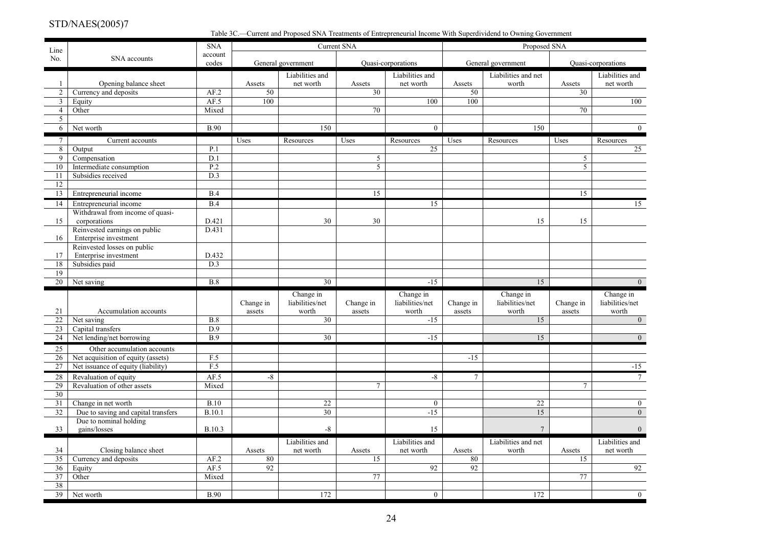Table 3C.—Current and Proposed SNA Treatments of Entrepreneurial Income With Superdividend to Owning Government

| Line No. | SNA accounts | SNA account codes | Current SNA | | | | Proposed SNA | | | |
|---|---|---|---|---|---|---|---|---|---|---|
| | | | General government | | Quasi-corporations | | General government | | Quasi-corporations | |
| 1 | Opening balance sheet | | Assets | Liabilities and net worth | Assets | Liabilities and net worth | Assets | Liabilities and net worth | Assets | Liabilities and net worth |
| 2 | Currency and deposits | AF.2 | 50 | | 30 | | 50 | | 30 | |
| 3 | Equity | AF.5 | 100 | | | 100 | 100 | | | 100 |
| 4 | Other | Mixed | | | 70 | | | | 70 | |
| 5 | | | | | | | | | | |
| 6 | Net worth | B.90 | | 150 | | 0 | | 150 | | 0 |
| 7 | Current accounts | | Uses | Resources | Uses | Resources | Uses | Resources | Uses | Resources |
| 8 | Output | P.1 | | | | 25 | | | | 25 |
| 9 | Compensation | D.1 | | | 5 | | | | 5 | |
| 10 | Intermediate consumption | P.2 | | | 5 | | | | 5 | |
| 11 | Subsidies received | D.3 | | | | | | | | |
| 12 | | | | | | | | | | |
| 13 | Entrepreneurial income | B.4 | | | 15 | | | | 15 | |
| 14 | Entrepreneurial income | B.4 | | | | 15 | | | | 15 |
| 15 | Withdrawal from income of quasi-corporations | D.421 | | 30 | 30 | | | 15 | 15 | |
| 16 | Reinvested earnings on public Enterprise investment | D.431 | | | | | | | | |
| 17 | Reinvested losses on public Enterprise investment | D.432 | | | | | | | | |
| 18 | Subsidies paid | D.3 | | | | | | | | |
| 19 | | | | | | | | | | |
| 20 | Net saving | B.8 | | 30 | | -15 | | 15 | | 0 |
| 21 | Accumulation accounts | | Change in assets | Change in liabilities/net worth | Change in assets | Change in liabilities/net worth | Change in assets | Change in liabilities/net worth | Change in assets | Change in liabilities/net worth |
| 22 | Net saving | B.8 | | 30 | | -15 | | 15 | | 0 |
| 23 | Capital transfers | D.9 | | | | | | | | |
| 24 | Net lending/net borrowing | B.9 | | 30 | | -15 | | 15 | | 0 |
| 25 | Other accumulation accounts | | | | | | | | | |
| 26 | Net acquisition of equity (assets) | F.5 | | | | | -15 | | | |
| 27 | Net issuance of equity (liability) | F.5 | | | | | | | | -15 |
| 28 | Revaluation of equity | AF.5 | -8 | | | -8 | 7 | | | 7 |
| 29 | Revaluation of other assets | Mixed | | | 7 | | | | 7 | |
| 30 | | | | | | | | | | |
| 31 | Change in net worth | B.10 | | 22 | | 0 | | 22 | | 0 |
| 32 | Due to saving and capital transfers | B.10.1 | | 30 | | -15 | | 15 | | 0 |
| 33 | Due to nominal holding gains/losses | B.10.3 | | -8 | | 15 | | 7 | | 0 |
| 34 | Closing balance sheet | | Assets | Liabilities and net worth | Assets | Liabilities and net worth | Assets | Liabilities and net worth | Assets | Liabilities and net worth |
| 35 | Currency and deposits | AF.2 | 80 | | 15 | | 80 | | 15 | |
| 36 | Equity | AF.5 | 92 | | | 92 | 92 | | | 92 |
| 37 | Other | Mixed | | | 77 | | | | 77 | |
| 38 | | | | | | | | | | |
| 39 | Net worth | B.90 | | 172 | | 0 | | 172 | | 0 |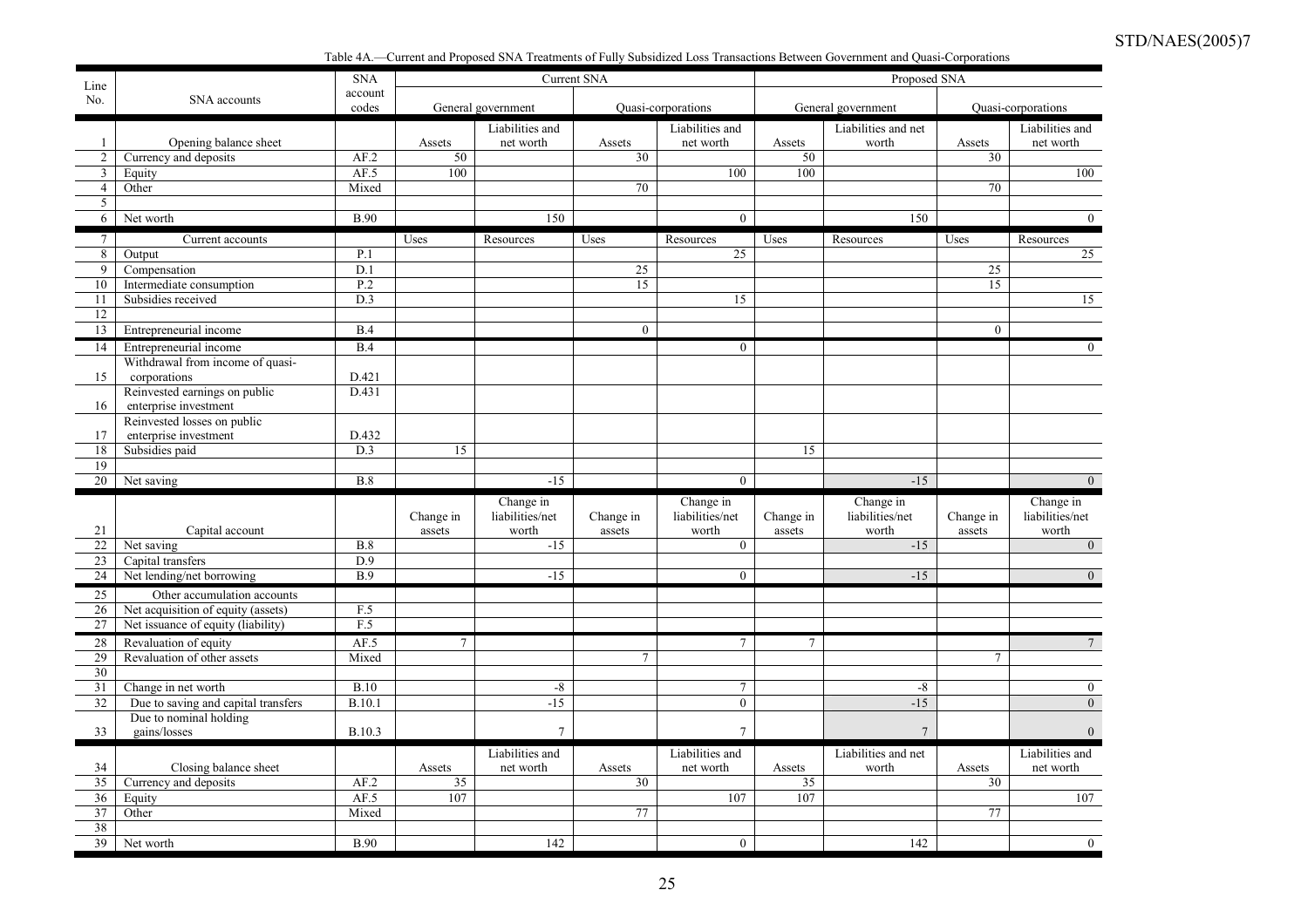Table 4A.—Current and Proposed SNA Treatments of Fully Subsidized Loss Transactions Between Government and Quasi-Corporations

| Line No. | SNA accounts | SNA account codes | Current SNA | | | | Proposed SNA | | | |
|---|---|---|---|---|---|---|---|---|---|---|
| | | | General government | | Quasi-corporations | | General government | | Quasi-corporations | |
| 1 | Opening balance sheet | | Assets | Liabilities and net worth | Assets | Liabilities and net worth | Assets | Liabilities and net worth | Assets | Liabilities and net worth |
| 2 | Currency and deposits | AF.2 | 50 | | 30 | | 50 | | 30 | |
| 3 | Equity | AF.5 | 100 | | | 100 | 100 | | | 100 |
| 4 | Other | Mixed | | | 70 | | | | 70 | |
| 5 | | | | | | | | | | |
| 6 | Net worth | B.90 | | 150 | | 0 | | 150 | | 0 |
| 7 | Current accounts | | Uses | Resources | Uses | Resources | Uses | Resources | Uses | Resources |
| 8 | Output | P.1 | | | | 25 | | | | 25 |
| 9 | Compensation | D.1 | | | 25 | | | | 25 | |
| 10 | Intermediate consumption | P.2 | | | 15 | | | | 15 | |
| 11 | Subsidies received | D.3 | | | | 15 | | | | 15 |
| 12 | | | | | | | | | | |
| 13 | Entrepreneurial income | B.4 | | | 0 | | | | 0 | |
| 14 | Entrepreneurial income | B.4 | | | | 0 | | | | 0 |
| 15 | Withdrawal from income of quasi-corporations | D.421 | | | | | | | | |
| 16 | Reinvested earnings on public enterprise investment | D.431 | | | | | | | | |
| 17 | Reinvested losses on public enterprise investment | D.432 | | | | | | | | |
| 18 | Subsidies paid | D.3 | 15 | | | | 15 | | | |
| 19 | | | | | | | | | | |
| 20 | Net saving | B.8 | | -15 | | 0 | | -15 | | 0 |
| 21 | Capital account | | Change in assets | Change in liabilities/net worth | Change in assets | Change in liabilities/net worth | Change in assets | Change in liabilities/net worth | Change in assets | Change in liabilities/net worth |
| 22 | Net saving | B.8 | | -15 | | 0 | | -15 | | 0 |
| 23 | Capital transfers | D.9 | | | | | | | | |
| 24 | Net lending/net borrowing | B.9 | | -15 | | 0 | | -15 | | 0 |
| 25 | Other accumulation accounts | | | | | | | | | |
| 26 | Net acquisition of equity (assets) | F.5 | | | | | | | | |
| 27 | Net issuance of equity (liability) | F.5 | | | | | | | | |
| 28 | Revaluation of equity | AF.5 | 7 | | | 7 | 7 | | | 7 |
| 29 | Revaluation of other assets | Mixed | | | 7 | | | | 7 | |
| 30 | | | | | | | | | | |
| 31 | Change in net worth | B.10 | | -8 | | 7 | | -8 | | 0 |
| 32 | Due to saving and capital transfers | B.10.1 | | -15 | | 0 | | -15 | | 0 |
| 33 | Due to nominal holding gains/losses | B.10.3 | | 7 | | 7 | | 7 | | 0 |
| 34 | Closing balance sheet | | Assets | Liabilities and net worth | Assets | Liabilities and net worth | Assets | Liabilities and net worth | Assets | Liabilities and net worth |
| 35 | Currency and deposits | AF.2 | 35 | | 30 | | 35 | | 30 | |
| 36 | Equity | AF.5 | 107 | | | 107 | 107 | | | 107 |
| 37 | Other | Mixed | | | 77 | | | | 77 | |
| 38 | | | | | | | | | | |
| 39 | Net worth | B.90 | | 142 | | 0 | | 142 | | 0 |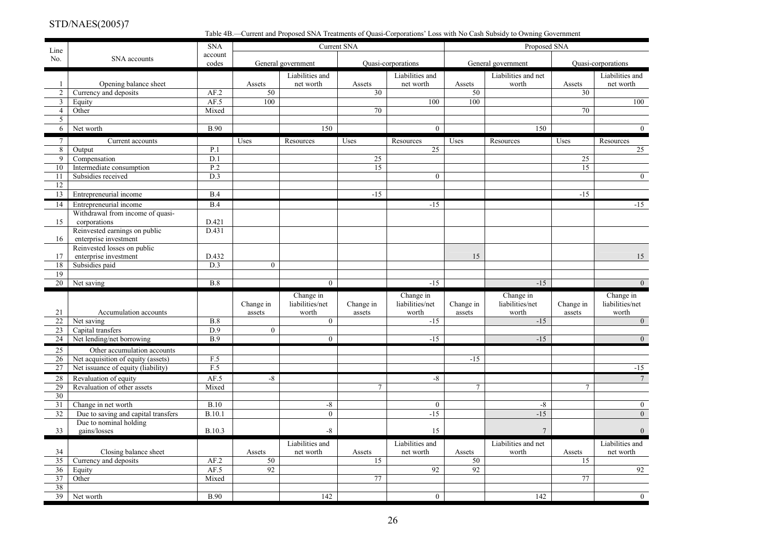Table 4B.—Current and Proposed SNA Treatments of Quasi-Corporations' Loss with No Cash Subsidy to Owning Government

| Line No. | SNA accounts | SNA account codes | Current SNA | | | | Proposed SNA | | | |
|---|---|---|---|---|---|---|---|---|---|---|
| | | | General government | | Quasi-corporations | | General government | | Quasi-corporations | |
| 1 | Opening balance sheet | | Assets | Liabilities and net worth | Assets | Liabilities and net worth | Assets | Liabilities and net worth | Assets | Liabilities and net worth |
| 2 | Currency and deposits | AF.2 | 50 | | 30 | | 50 | | 30 | |
| 3 | Equity | AF.5 | 100 | | | 100 | 100 | | | 100 |
| 4 | Other | Mixed | | | 70 | | | | 70 | |
| 5 | | | | | | | | | | |
| 6 | Net worth | B.90 | | 150 | | 0 | | 150 | | 0 |
| 7 | Current accounts | | Uses | Resources | Uses | Resources | Uses | Resources | Uses | Resources |
| 8 | Output | P.1 | | | | 25 | | | | 25 |
| 9 | Compensation | D.1 | | | 25 | | | | 25 | |
| 10 | Intermediate consumption | P.2 | | | 15 | | | | 15 | |
| 11 | Subsidies received | D.3 | | | | 0 | | | | 0 |
| 12 | | | | | | | | | | |
| 13 | Entrepreneurial income | B.4 | | | -15 | | | | -15 | |
| 14 | Entrepreneurial income | B.4 | | | | -15 | | | | -15 |
| 15 | Withdrawal from income of quasi-corporations | D.421 | | | | | | | | |
| 16 | Reinvested earnings on public enterprise investment | D.431 | | | | | | | | |
| 17 | Reinvested losses on public enterprise investment | D.432 | | | | | 15 | | | 15 |
| 18 | Subsidies paid | D.3 | 0 | | | | | | | |
| 19 | | | | | | | | | | |
| 20 | Net saving | B.8 | | 0 | | -15 | | -15 | | 0 |
| 21 | Accumulation accounts | | Change in assets | Change in liabilities/net worth | Change in assets | Change in liabilities/net worth | Change in assets | Change in liabilities/net worth | Change in assets | Change in liabilities/net worth |
| 22 | Net saving | B.8 | | 0 | | -15 | | -15 | | 0 |
| 23 | Capital transfers | D.9 | 0 | | | | | | | |
| 24 | Net lending/net borrowing | B.9 | | 0 | | -15 | | -15 | | 0 |
| 25 | Other accumulation accounts | | | | | | | | | |
| 26 | Net acquisition of equity (assets) | F.5 | | | | | -15 | | | |
| 27 | Net issuance of equity (liability) | F.5 | | | | | | | | -15 |
| 28 | Revaluation of equity | AF.5 | -8 | | | -8 | | | | 7 |
| 29 | Revaluation of other assets | Mixed | | | 7 | | 7 | | 7 | |
| 30 | | | | | | | | | | |
| 31 | Change in net worth | B.10 | | -8 | | 0 | | -8 | | 0 |
| 32 | Due to saving and capital transfers | B.10.1 | | 0 | | -15 | | -15 | | 0 |
| 33 | Due to nominal holding gains/losses | B.10.3 | | -8 | | 15 | | 7 | | 0 |
| 34 | Closing balance sheet | | Assets | Liabilities and net worth | Assets | Liabilities and net worth | Assets | Liabilities and net worth | Assets | Liabilities and net worth |
| 35 | Currency and deposits | AF.2 | 50 | | 15 | | 50 | | 15 | |
| 36 | Equity | AF.5 | 92 | | | 92 | 92 | | | 92 |
| 37 | Other | Mixed | | | 77 | | | | 77 | |
| 38 | | | | | | | | | | |
| 39 | Net worth | B.90 | | 142 | | 0 | | 142 | | 0 |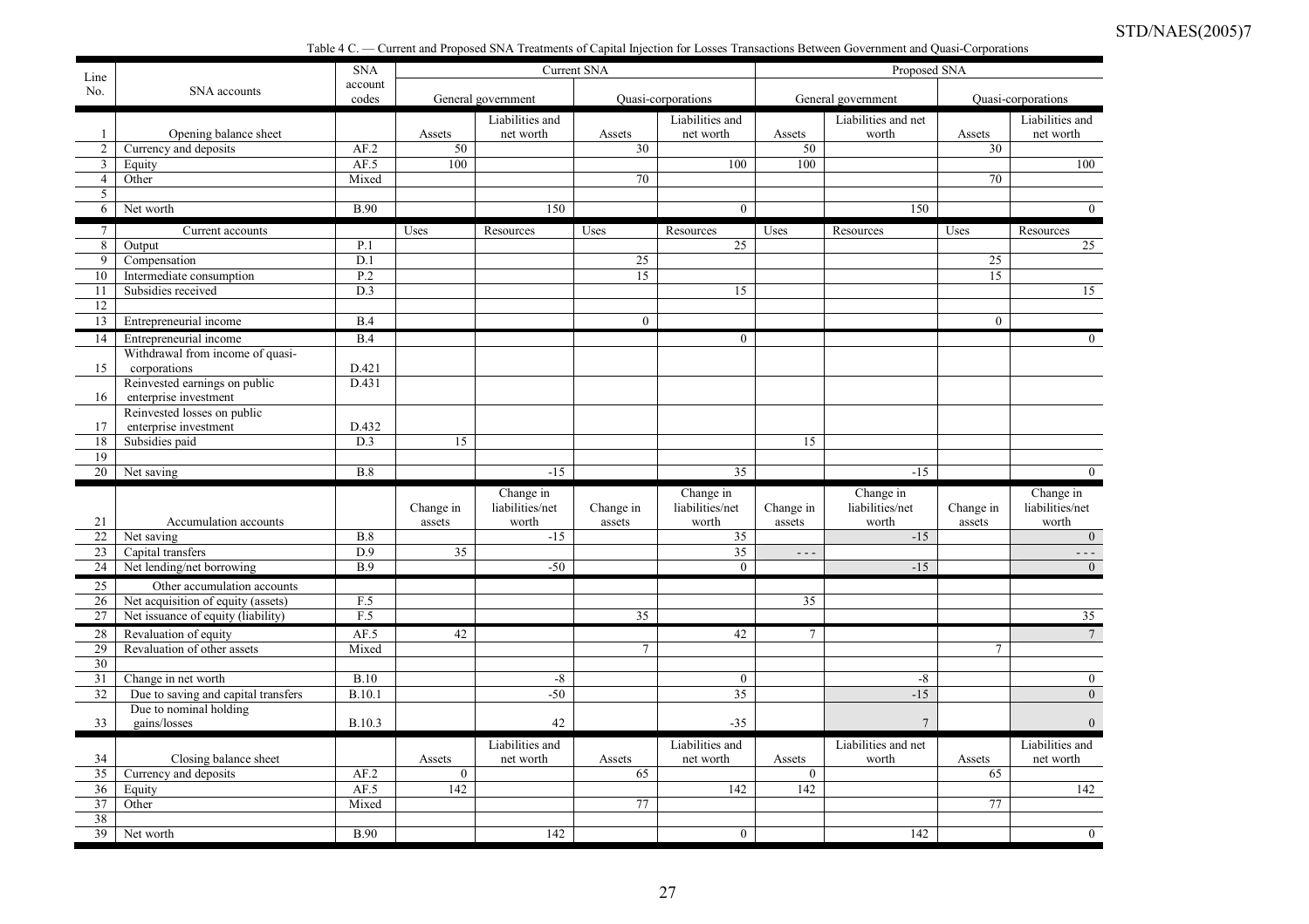Table 4 C. — Current and Proposed SNA Treatments of Capital Injection for Losses Transactions Between Government and Quasi-Corporations

| Line No. | SNA accounts | SNA account codes | Current SNA | | | | Proposed SNA | | | |
|---|---|---|---|---|---|---|---|---|---|---|
| | | | General government | | Quasi-corporations | | General government | | Quasi-corporations | |
| 1 | Opening balance sheet | | Assets | Liabilities and net worth | Assets | Liabilities and net worth | Assets | Liabilities and net worth | Assets | Liabilities and net worth |
| 2 | Currency and deposits | AF.2 | 50 | | 30 | | 50 | | 30 | |
| 3 | Equity | AF.5 | 100 | | | 100 | 100 | | | 100 |
| 4 | Other | Mixed | | | 70 | | | | 70 | |
| 5 | | | | | | | | | | |
| 6 | Net worth | B.90 | | 150 | | 0 | | 150 | | 0 |
| 7 | Current accounts | | Uses | Resources | Uses | Resources | Uses | Resources | Uses | Resources |
| 8 | Output | P.1 | | | | 25 | | | | 25 |
| 9 | Compensation | D.1 | | | 25 | | | | 25 | |
| 10 | Intermediate consumption | P.2 | | | 15 | | | | 15 | |
| 11 | Subsidies received | D.3 | | | | 15 | | | | 15 |
| 12 | | | | | | | | | | |
| 13 | Entrepreneurial income | B.4 | | | 0 | | | | 0 | |
| 14 | Entrepreneurial income | B.4 | | | | 0 | | | | 0 |
| 15 | Withdrawal from income of quasi-corporations | D.421 | | | | | | | | |
| 16 | Reinvested earnings on public enterprise investment | D.431 | | | | | | | | |
| 17 | Reinvested losses on public enterprise investment | D.432 | | | | | | | | |
| 18 | Subsidies paid | D.3 | 15 | | | | 15 | | | |
| 19 | | | | | | | | | | |
| 20 | Net saving | B.8 | | -15 | | 35 | | -15 | | 0 |
| 21 | Accumulation accounts | | Change in assets | Change in liabilities/net worth | Change in assets | Change in liabilities/net worth | Change in assets | Change in liabilities/net worth | Change in assets | Change in liabilities/net worth |
| 22 | Net saving | B.8 | | -15 | | 35 | | -15 | | 0 |
| 23 | Capital transfers | D.9 | 35 | | | 35 | - - - | | | - - - |
| 24 | Net lending/net borrowing | B.9 | | -50 | | 0 | | -15 | | 0 |
| 25 | Other accumulation accounts | | | | | | | | | |
| 26 | Net acquisition of equity (assets) | F.5 | | | | | 35 | | | |
| 27 | Net issuance of equity (liability) | F.5 | | | 35 | | | | | 35 |
| 28 | Revaluation of equity | AF.5 | 42 | | | 42 | 7 | | | 7 |
| 29 | Revaluation of other assets | Mixed | | | 7 | | | | 7 | |
| 30 | | | | | | | | | | |
| 31 | Change in net worth | B.10 | | -8 | | 0 | | -8 | | 0 |
| 32 | Due to saving and capital transfers | B.10.1 | | -50 | | 35 | | -15 | | 0 |
| 33 | Due to nominal holding gains/losses | B.10.3 | | 42 | | -35 | | 7 | | 0 |
| 34 | Closing balance sheet | | Assets | Liabilities and net worth | Assets | Liabilities and net worth | Assets | Liabilities and net worth | Assets | Liabilities and net worth |
| 35 | Currency and deposits | AF.2 | 0 | | 65 | | 0 | | 65 | |
| 36 | Equity | AF.5 | 142 | | | 142 | 142 | | | 142 |
| 37 | Other | Mixed | | | 77 | | | | 77 | |
| 38 | | | | | | | | | | |
| 39 | Net worth | B.90 | | 142 | | 0 | | 142 | | 0 |